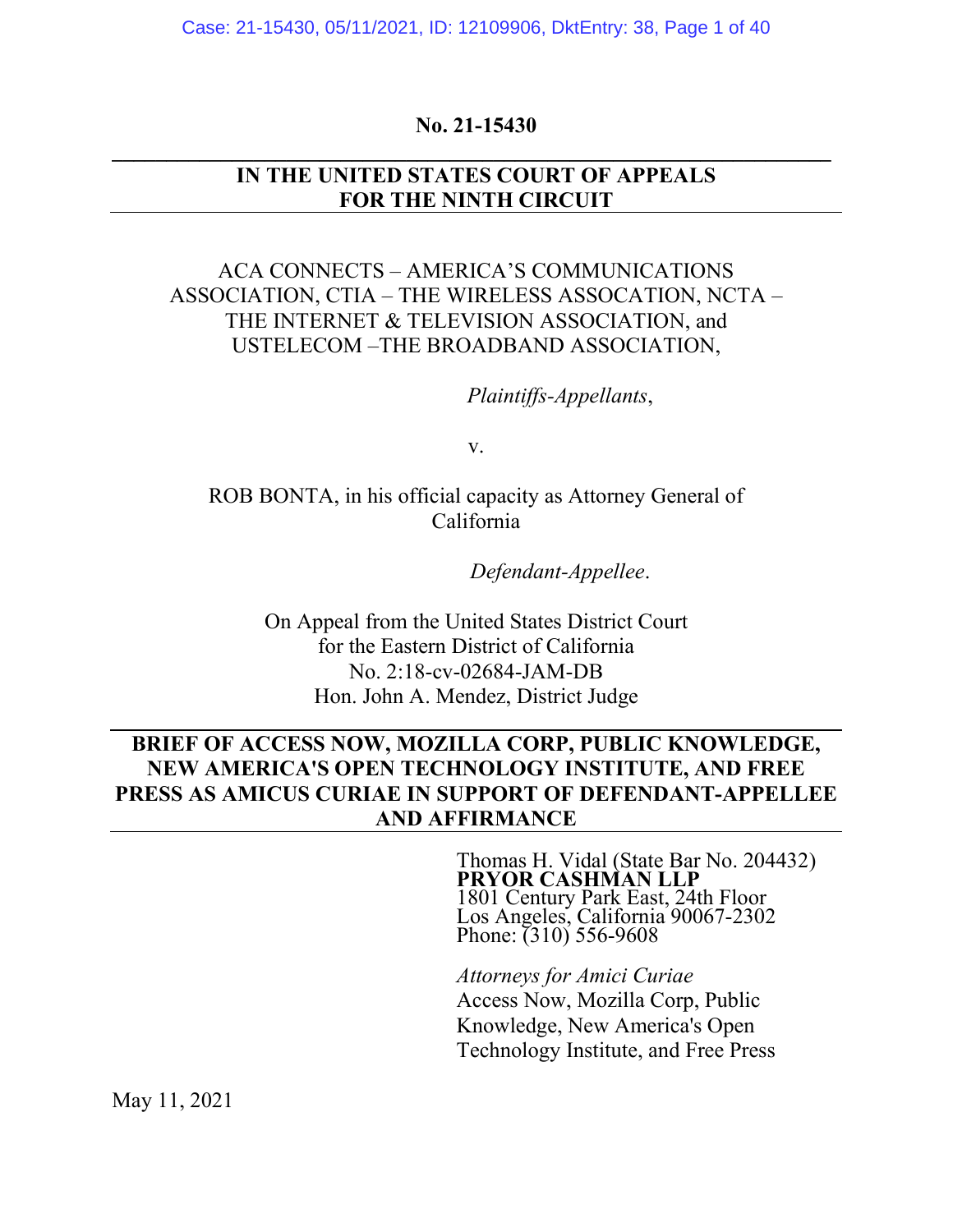**No. 21-15430**

**IN THE UNITED STATES COURT OF APPEALS FOR THE NINTH CIRCUIT**

ACA CONNECTS – AMERICA'S COMMUNICATIONS ASSOCIATION, CTIA – THE WIRELESS ASSOCATION, NCTA – THE INTERNET & TELEVISION ASSOCIATION, and USTELECOM –THE BROADBAND ASSOCIATION,

*Plaintiffs-Appellants*,

v.

ROB BONTA, in his official capacity as Attorney General of California

*Defendant-Appellee*.

On Appeal from the United States District Court
for the Eastern District of California
No. 2:18-cv-02684-JAM-DB
Hon. John A. Mendez, District Judge

**BRIEF OF ACCESS NOW, MOZILLA CORP, PUBLIC KNOWLEDGE, NEW AMERICA'S OPEN TECHNOLOGY INSTITUTE, AND FREE PRESS AS AMICUS CURIAE IN SUPPORT OF DEFENDANT-APPELLEE AND AFFIRMANCE**

Thomas H. Vidal (State Bar No. 204432)
**PRYOR CASHMAN LLP**
1801 Century Park East, 24th Floor
Los Angeles, California 90067-2302
Phone: (310) 556-9608

*Attorneys for Amici Curiae*
Access Now, Mozilla Corp, Public Knowledge, New America's Open Technology Institute, and Free Press

May 11, 2021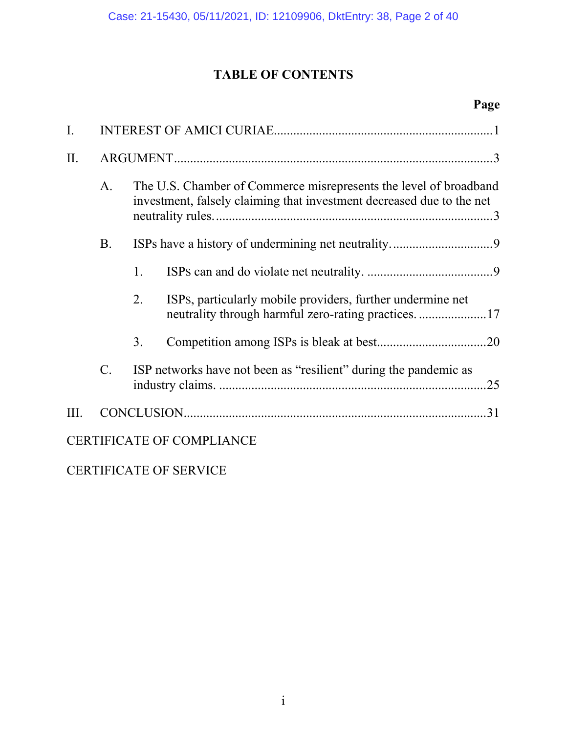## TABLE OF CONTENTS

**Page**

I. INTEREST OF AMICI CURIAE....................................................................1

II. ARGUMENT.................................................................................................3

A. The U.S. Chamber of Commerce misrepresents the level of broadband investment, falsely claiming that investment decreased due to the net neutrality rules.......................................................................................3

B. ISPs have a history of undermining net neutrality...............................9

1. ISPs can and do violate net neutrality. .......................................9

2. ISPs, particularly mobile providers, further undermine net neutrality through harmful zero-rating practices......................17

3. Competition among ISPs is bleak at best..................................20

C. ISP networks have not been as "resilient" during the pandemic as industry claims. ...................................................................................25

III. CONCLUSION.............................................................................................31

CERTIFICATE OF COMPLIANCE

CERTIFICATE OF SERVICE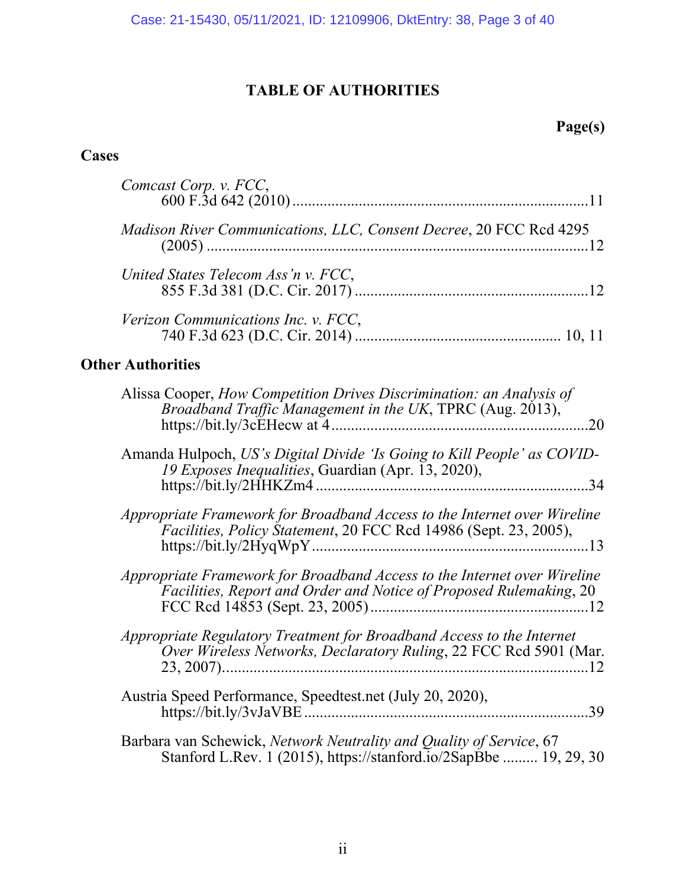# TABLE OF AUTHORITIES

**Page(s)**

## Cases

*Comcast Corp. v. FCC*,
600 F.3d 642 (2010) ........................................................................11

*Madison River Communications, LLC, Consent Decree*, 20 FCC Rcd 4295 (2005) ..............................................................................................12

*United States Telecom Ass'n v. FCC*,
855 F.3d 381 (D.C. Cir. 2017) ..........................................................12

*Verizon Communications Inc. v. FCC*,
740 F.3d 623 (D.C. Cir. 2014) .................................................... 10, 11

## Other Authorities

Alissa Cooper, *How Competition Drives Discrimination: an Analysis of Broadband Traffic Management in the UK*, TPRC (Aug. 2013), https://bit.ly/3cEHecw at 4 ..............................................................20

Amanda Hulpoch, *US's Digital Divide 'Is Going to Kill People' as COVID-19 Exposes Inequalities*, Guardian (Apr. 13, 2020), https://bit.ly/2HHKZm4 .....................................................................34

*Appropriate Framework for Broadband Access to the Internet over Wireline Facilities, Policy Statement*, 20 FCC Rcd 14986 (Sept. 23, 2005), https://bit.ly/2HyqWpY .....................................................................13

*Appropriate Framework for Broadband Access to the Internet over Wireline Facilities, Report and Order and Notice of Proposed Rulemaking*, 20 FCC Rcd 14853 (Sept. 23, 2005) .......................................................12

*Appropriate Regulatory Treatment for Broadband Access to the Internet Over Wireless Networks, Declaratory Ruling*, 22 FCC Rcd 5901 (Mar. 23, 2007)............................................................................................12

Austria Speed Performance, Speedtest.net (July 20, 2020), https://bit.ly/3vJaVBE .......................................................................39

Barbara van Schewick, *Network Neutrality and Quality of Service*, 67 Stanford L.Rev. 1 (2015), https://stanford.io/2SapBbe ......... 19, 29, 30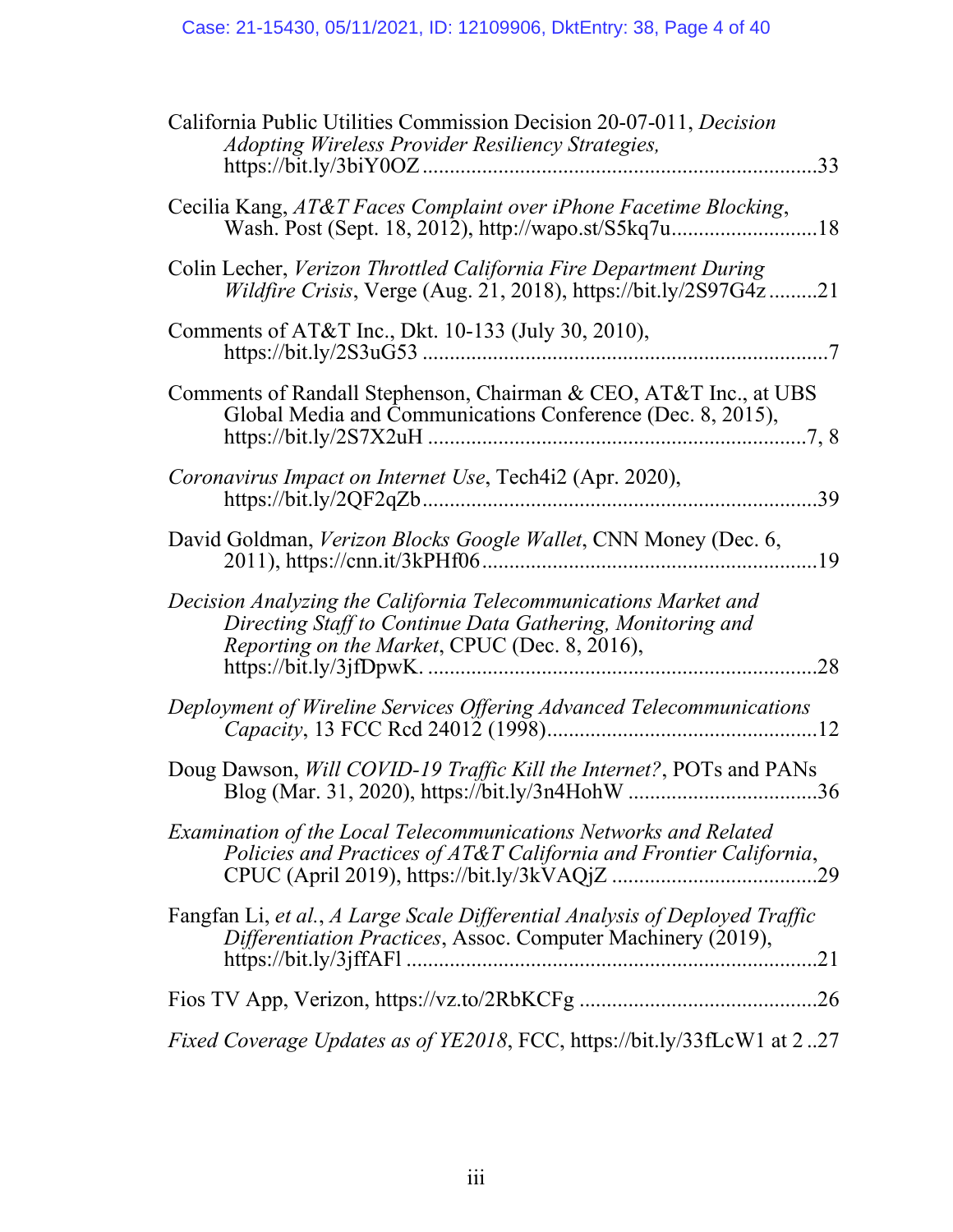California Public Utilities Commission Decision 20-07-011, *Decision Adopting Wireless Provider Resiliency Strategies,* https://bit.ly/3biY0OZ........................................................................33

Cecilia Kang, *AT&T Faces Complaint over iPhone Facetime Blocking*, Wash. Post (Sept. 18, 2012), http://wapo.st/S5kq7u...........................18

Colin Lecher, *Verizon Throttled California Fire Department During Wildfire Crisis*, Verge (Aug. 21, 2018), https://bit.ly/2S97G4z .........21

Comments of AT&T Inc., Dkt. 10-133 (July 30, 2010), https://bit.ly/2S3uG53 ..........................................................................7

Comments of Randall Stephenson, Chairman & CEO, AT&T Inc., at UBS Global Media and Communications Conference (Dec. 8, 2015), https://bit.ly/2S7X2uH .....................................................................7, 8

*Coronavirus Impact on Internet Use*, Tech4i2 (Apr. 2020), https://bit.ly/2QF2qZb........................................................................39

David Goldman, *Verizon Blocks Google Wallet*, CNN Money (Dec. 6, 2011), https://cnn.it/3kPHf06.............................................................19

*Decision Analyzing the California Telecommunications Market and Directing Staff to Continue Data Gathering, Monitoring and Reporting on the Market*, CPUC (Dec. 8, 2016), https://bit.ly/3jfDpwK. .......................................................................28

*Deployment of Wireline Services Offering Advanced Telecommunications Capacity*, 13 FCC Rcd 24012 (1998).................................................12

Doug Dawson, *Will COVID-19 Traffic Kill the Internet?*, POTs and PANs Blog (Mar. 31, 2020), https://bit.ly/3n4HohW ..................................36

*Examination of the Local Telecommunications Networks and Related Policies and Practices of AT&T California and Frontier California*, CPUC (April 2019), https://bit.ly/3kVAQjZ .....................................29

Fangfan Li, *et al.*, *A Large Scale Differential Analysis of Deployed Traffic Differentiation Practices*, Assoc. Computer Machinery (2019), https://bit.ly/3jffAFl ...........................................................................21

Fios TV App, Verizon, https://vz.to/2RbKCFg ............................................26

*Fixed Coverage Updates as of YE2018*, FCC, https://bit.ly/33fLcW1 at 2 ..27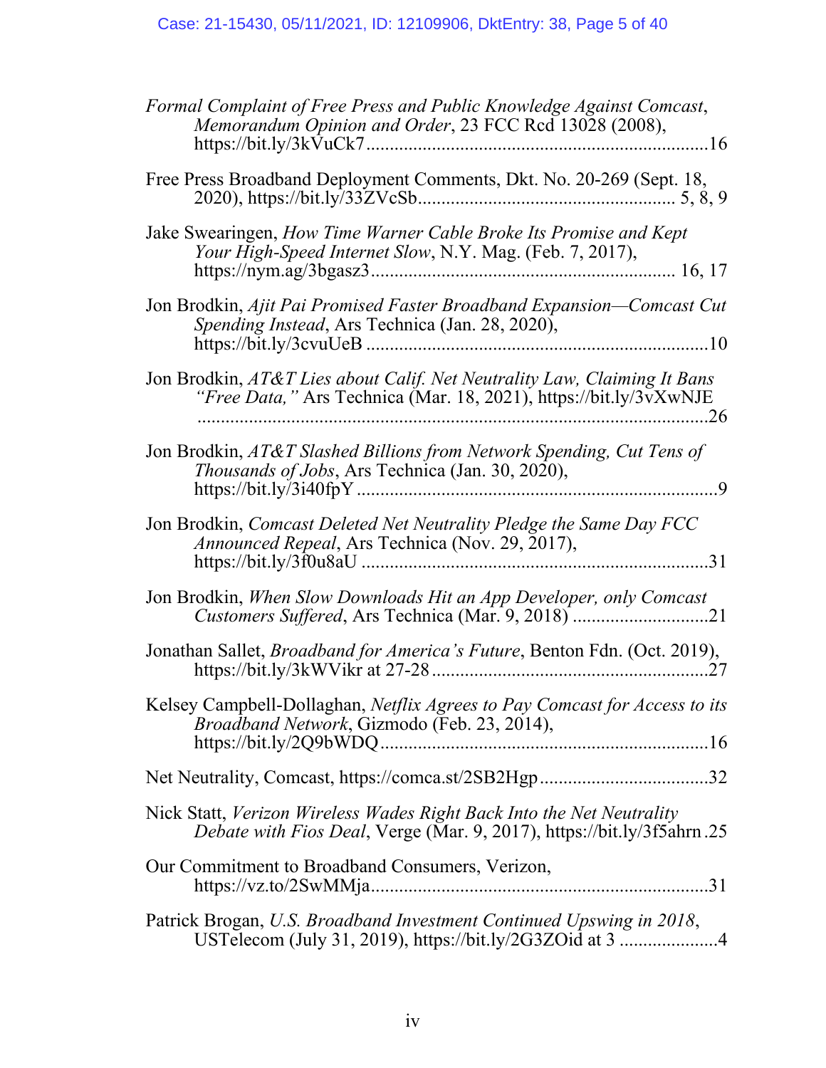*Formal Complaint of Free Press and Public Knowledge Against Comcast*, *Memorandum Opinion and Order*, 23 FCC Rcd 13028 (2008), https://bit.ly/3kVuCk7 ........................................................................16

Free Press Broadband Deployment Comments, Dkt. No. 20-269 (Sept. 18, 2020), https://bit.ly/33ZVcSb..................................................... 5, 8, 9

Jake Swearingen, *How Time Warner Cable Broke Its Promise and Kept Your High-Speed Internet Slow*, N.Y. Mag. (Feb. 7, 2017), https://nym.ag/3bgasz3............................................................... 16, 17

Jon Brodkin, *Ajit Pai Promised Faster Broadband Expansion—Comcast Cut Spending Instead*, Ars Technica (Jan. 28, 2020), https://bit.ly/3cvuUeB ........................................................................10

Jon Brodkin, *AT&T Lies about Calif. Net Neutrality Law, Claiming It Bans "Free Data,"* Ars Technica (Mar. 18, 2021), https://bit.ly/3vXwNJE ..............................................................................................................26

Jon Brodkin, *AT&T Slashed Billions from Network Spending, Cut Tens of Thousands of Jobs*, Ars Technica (Jan. 30, 2020), https://bit.ly/3i40fpY ...........................................................................9

Jon Brodkin, *Comcast Deleted Net Neutrality Pledge the Same Day FCC Announced Repeal*, Ars Technica (Nov. 29, 2017), https://bit.ly/3f0u8aU .........................................................................31

Jon Brodkin, *When Slow Downloads Hit an App Developer, only Comcast Customers Suffered*, Ars Technica (Mar. 9, 2018) ............................21

Jonathan Sallet, *Broadband for America's Future*, Benton Fdn. (Oct. 2019), https://bit.ly/3kWVikr at 27-28..........................................................27

Kelsey Campbell-Dollaghan, *Netflix Agrees to Pay Comcast for Access to its Broadband Network*, Gizmodo (Feb. 23, 2014), https://bit.ly/2Q9bWDQ.....................................................................16

Net Neutrality, Comcast, https://comca.st/2SB2Hgp...................................32

Nick Statt, *Verizon Wireless Wades Right Back Into the Net Neutrality Debate with Fios Deal*, Verge (Mar. 9, 2017), https://bit.ly/3f5ahrn .25

Our Commitment to Broadband Consumers, Verizon, https://vz.to/2SwMMja......................................................................31

Patrick Brogan, *U.S. Broadband Investment Continued Upswing in 2018*, USTelecom (July 31, 2019), https://bit.ly/2G3ZOid at 3 ....................4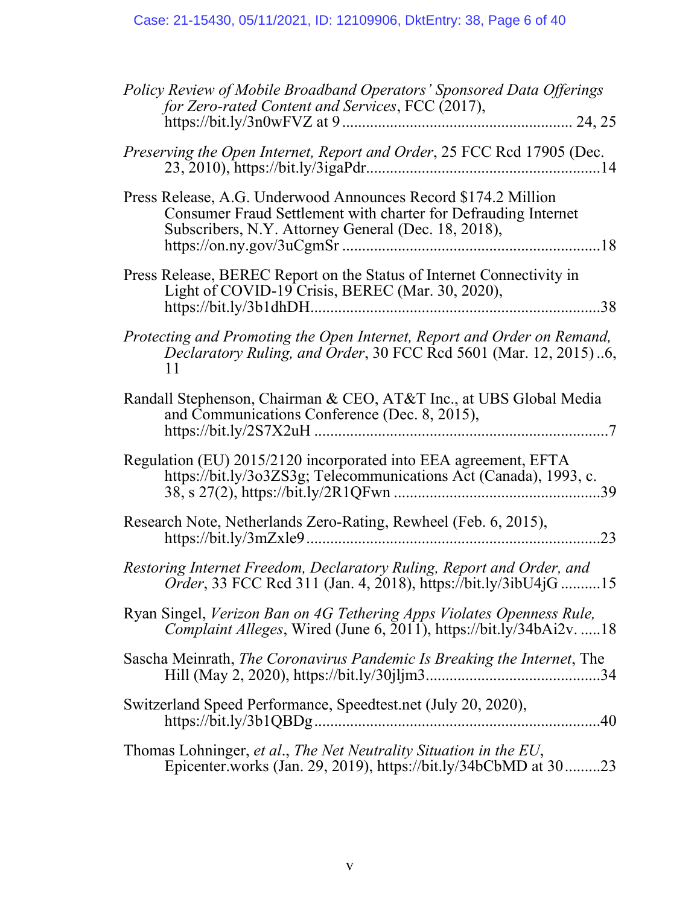*Policy Review of Mobile Broadband Operators' Sponsored Data Offerings for Zero-rated Content and Services*, FCC (2017), https://bit.ly/3n0wFVZ at 9 ........................................................ 24, 25

*Preserving the Open Internet, Report and Order*, 25 FCC Rcd 17905 (Dec. 23, 2010), https://bit.ly/3igaPdr..........................................................14

Press Release, A.G. Underwood Announces Record $174.2 Million Consumer Fraud Settlement with charter for Defrauding Internet Subscribers, N.Y. Attorney General (Dec. 18, 2018), https://on.ny.gov/3uCgmSr ................................................................18

Press Release, BEREC Report on the Status of Internet Connectivity in Light of COVID-19 Crisis, BEREC (Mar. 30, 2020), https://bit.ly/3b1dhDH........................................................................38

*Protecting and Promoting the Open Internet, Report and Order on Remand, Declaratory Ruling, and Order*, 30 FCC Rcd 5601 (Mar. 12, 2015) ..6, 11

Randall Stephenson, Chairman & CEO, AT&T Inc., at UBS Global Media and Communications Conference (Dec. 8, 2015), https://bit.ly/2S7X2uH .........................................................................7

Regulation (EU) 2015/2120 incorporated into EEA agreement, EFTA https://bit.ly/3o3ZS3g; Telecommunications Act (Canada), 1993, c. 38, s 27(2), https://bit.ly/2R1QFwn ...................................................39

Research Note, Netherlands Zero-Rating, Rewheel (Feb. 6, 2015), https://bit.ly/3mZxle9.........................................................................23

*Restoring Internet Freedom, Declaratory Ruling, Report and Order, and Order*, 33 FCC Rcd 311 (Jan. 4, 2018), https://bit.ly/3ibU4jG ..........15

Ryan Singel, *Verizon Ban on 4G Tethering Apps Violates Openness Rule, Complaint Alleges*, Wired (June 6, 2011), https://bit.ly/34bAi2v. .....18

Sascha Meinrath, *The Coronavirus Pandemic Is Breaking the Internet*, The Hill (May 2, 2020), https://bit.ly/30jljm3...........................................34

Switzerland Speed Performance, Speedtest.net (July 20, 2020), https://bit.ly/3b1QBDg.......................................................................40

Thomas Lohninger, *et al*., *The Net Neutrality Situation in the EU*, Epicenter.works (Jan. 29, 2019), https://bit.ly/34bCbMD at 30.........23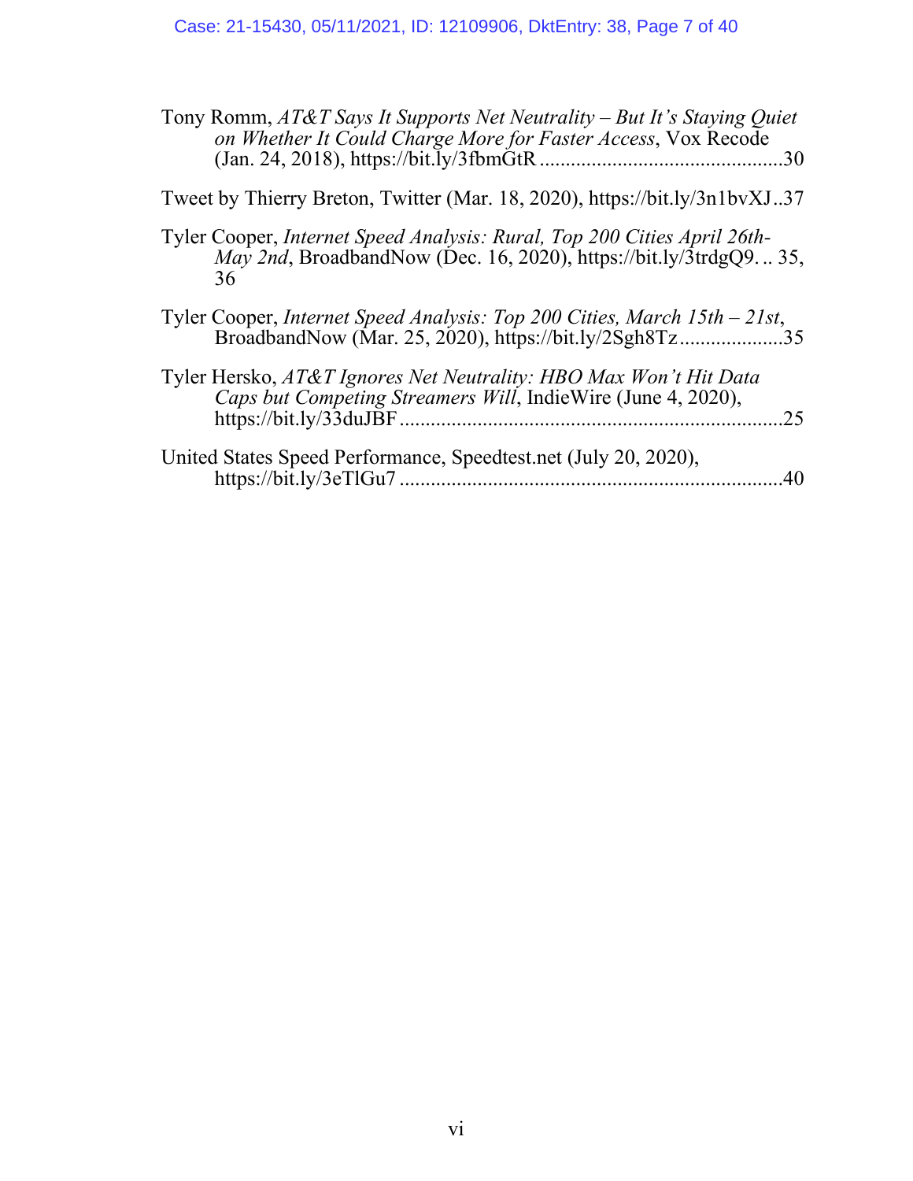Tony Romm, *AT&T Says It Supports Net Neutrality – But It's Staying Quiet on Whether It Could Charge More for Faster Access*, Vox Recode (Jan. 24, 2018), https://bit.ly/3fbmGtR ............................................30

Tweet by Thierry Breton, Twitter (Mar. 18, 2020), https://bit.ly/3n1bvXJ..37

Tyler Cooper, *Internet Speed Analysis: Rural, Top 200 Cities April 26th-May 2nd*, BroadbandNow (Dec. 16, 2020), https://bit.ly/3trdgQ9. .. 35, 36

Tyler Cooper, *Internet Speed Analysis: Top 200 Cities, March 15th – 21st*, BroadbandNow (Mar. 25, 2020), https://bit.ly/2Sgh8Tz....................35

Tyler Hersko, *AT&T Ignores Net Neutrality: HBO Max Won't Hit Data Caps but Competing Streamers Will*, IndieWire (June 4, 2020), https://bit.ly/33duJBF ........................................................................25

United States Speed Performance, Speedtest.net (July 20, 2020), https://bit.ly/3eTlGu7 ........................................................................40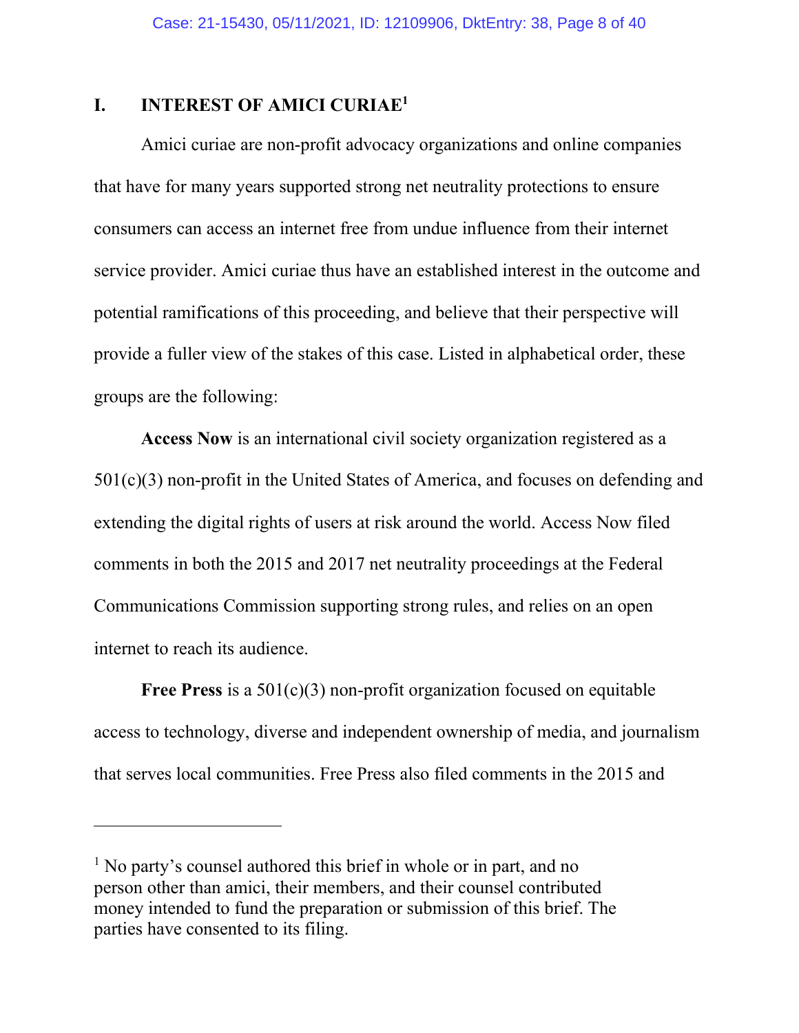## I. INTEREST OF AMICI CURIAE[1]

Amici curiae are non-profit advocacy organizations and online companies that have for many years supported strong net neutrality protections to ensure consumers can access an internet free from undue influence from their internet service provider. Amici curiae thus have an established interest in the outcome and potential ramifications of this proceeding, and believe that their perspective will provide a fuller view of the stakes of this case. Listed in alphabetical order, these groups are the following:

**Access Now** is an international civil society organization registered as a 501(c)(3) non-profit in the United States of America, and focuses on defending and extending the digital rights of users at risk around the world. Access Now filed comments in both the 2015 and 2017 net neutrality proceedings at the Federal Communications Commission supporting strong rules, and relies on an open internet to reach its audience.

**Free Press** is a 501(c)(3) non-profit organization focused on equitable access to technology, diverse and independent ownership of media, and journalism that serves local communities. Free Press also filed comments in the 2015 and

---

[1] No party's counsel authored this brief in whole or in part, and no person other than amici, their members, and their counsel contributed money intended to fund the preparation or submission of this brief. The parties have consented to its filing.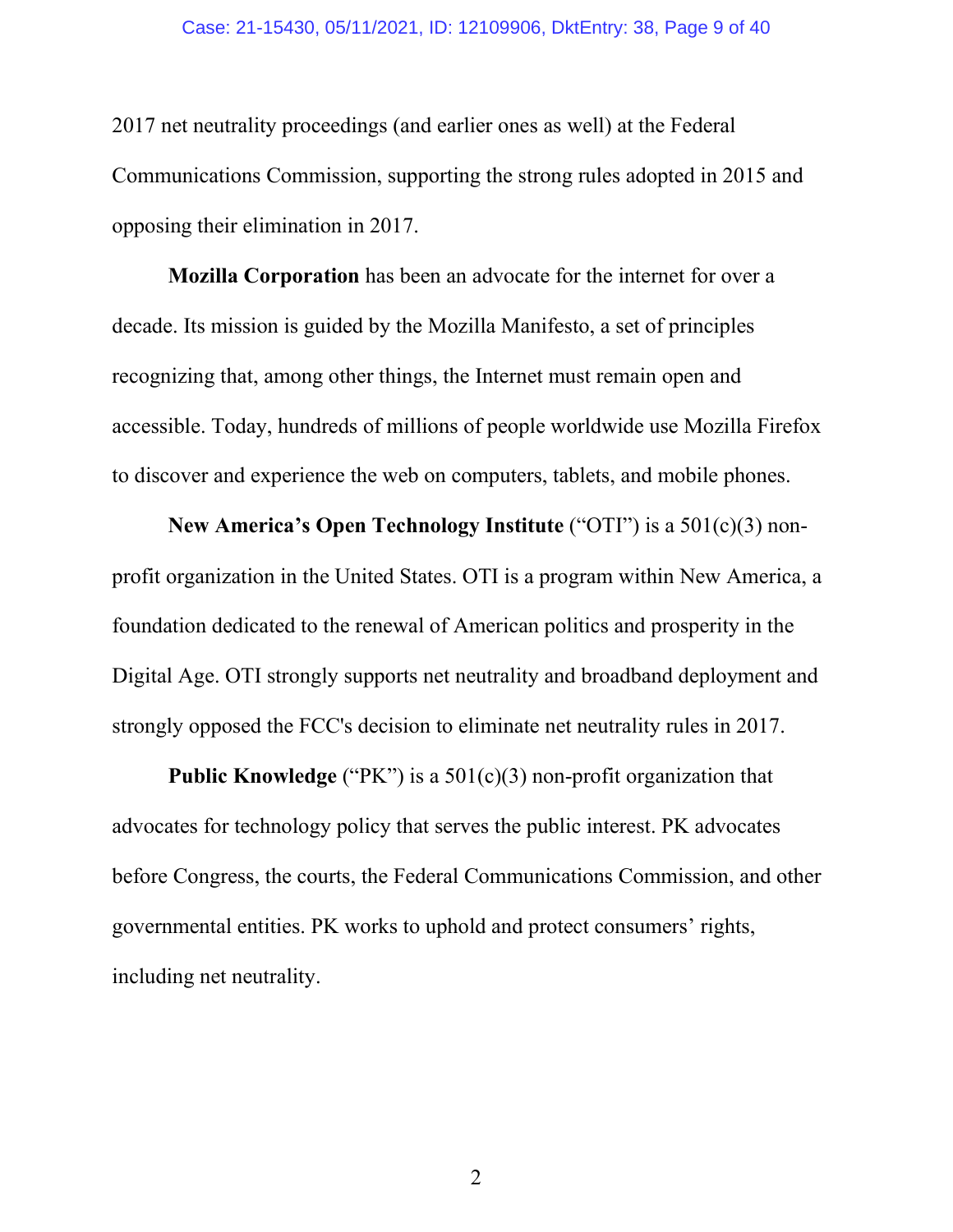2017 net neutrality proceedings (and earlier ones as well) at the Federal Communications Commission, supporting the strong rules adopted in 2015 and opposing their elimination in 2017.

**Mozilla Corporation** has been an advocate for the internet for over a decade. Its mission is guided by the Mozilla Manifesto, a set of principles recognizing that, among other things, the Internet must remain open and accessible. Today, hundreds of millions of people worldwide use Mozilla Firefox to discover and experience the web on computers, tablets, and mobile phones.

**New America's Open Technology Institute** ("OTI") is a 501(c)(3) non-profit organization in the United States. OTI is a program within New America, a foundation dedicated to the renewal of American politics and prosperity in the Digital Age. OTI strongly supports net neutrality and broadband deployment and strongly opposed the FCC's decision to eliminate net neutrality rules in 2017.

**Public Knowledge** ("PK") is a 501(c)(3) non-profit organization that advocates for technology policy that serves the public interest. PK advocates before Congress, the courts, the Federal Communications Commission, and other governmental entities. PK works to uphold and protect consumers' rights, including net neutrality.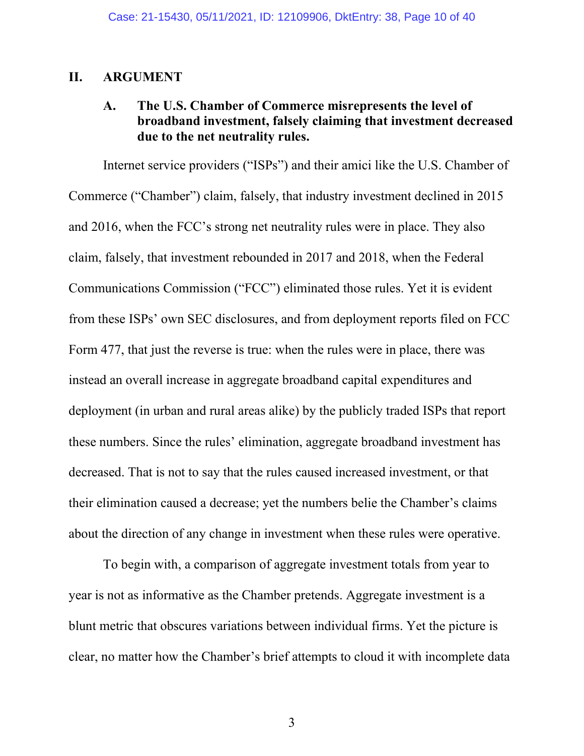## II. ARGUMENT

### A. The U.S. Chamber of Commerce misrepresents the level of broadband investment, falsely claiming that investment decreased due to the net neutrality rules.

Internet service providers ("ISPs") and their amici like the U.S. Chamber of Commerce ("Chamber") claim, falsely, that industry investment declined in 2015 and 2016, when the FCC's strong net neutrality rules were in place. They also claim, falsely, that investment rebounded in 2017 and 2018, when the Federal Communications Commission ("FCC") eliminated those rules. Yet it is evident from these ISPs' own SEC disclosures, and from deployment reports filed on FCC Form 477, that just the reverse is true: when the rules were in place, there was instead an overall increase in aggregate broadband capital expenditures and deployment (in urban and rural areas alike) by the publicly traded ISPs that report these numbers. Since the rules' elimination, aggregate broadband investment has decreased. That is not to say that the rules caused increased investment, or that their elimination caused a decrease; yet the numbers belie the Chamber's claims about the direction of any change in investment when these rules were operative.

To begin with, a comparison of aggregate investment totals from year to year is not as informative as the Chamber pretends. Aggregate investment is a blunt metric that obscures variations between individual firms. Yet the picture is clear, no matter how the Chamber's brief attempts to cloud it with incomplete data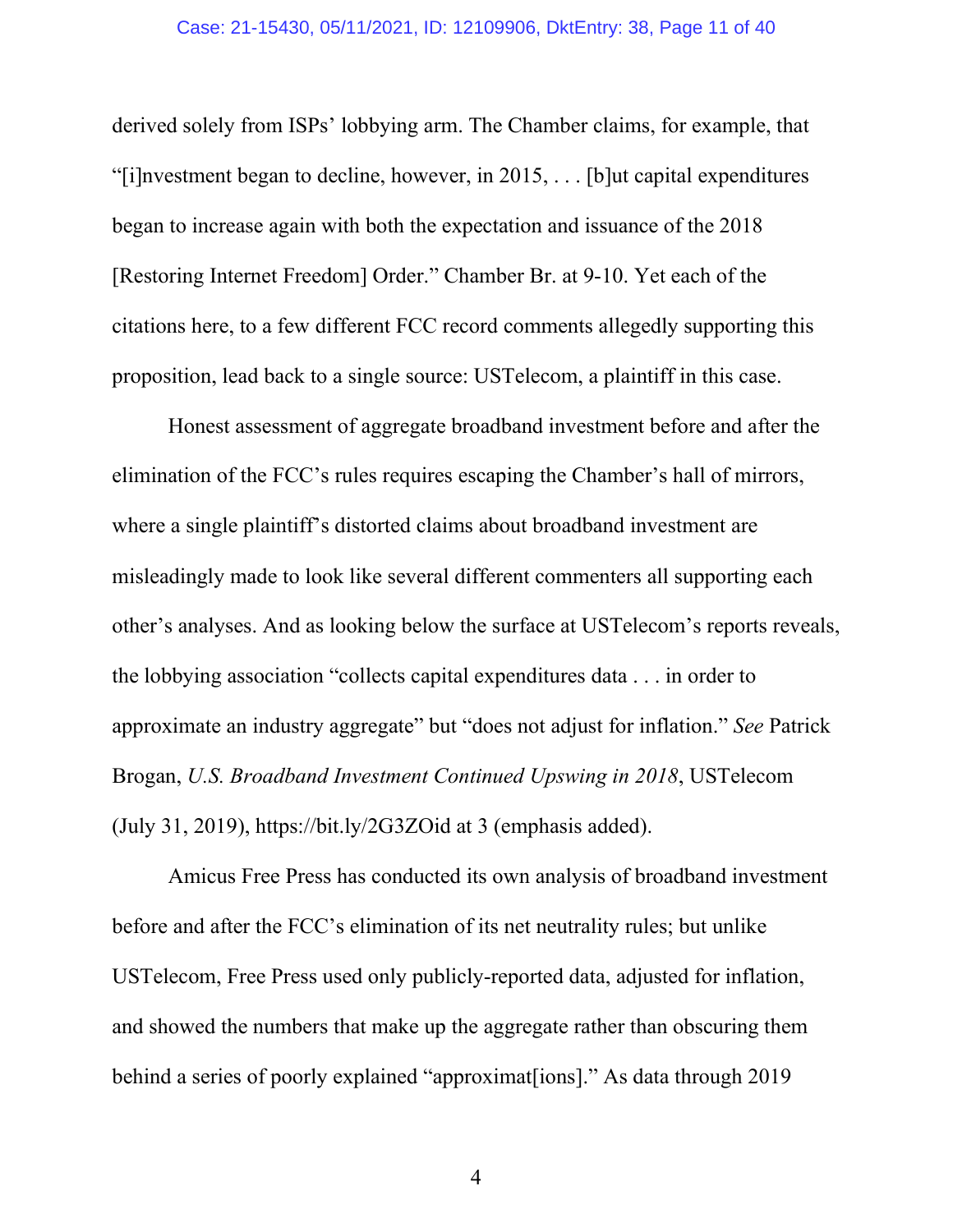derived solely from ISPs' lobbying arm. The Chamber claims, for example, that "[i]nvestment began to decline, however, in 2015, . . . [b]ut capital expenditures began to increase again with both the expectation and issuance of the 2018 [Restoring Internet Freedom] Order." Chamber Br. at 9-10. Yet each of the citations here, to a few different FCC record comments allegedly supporting this proposition, lead back to a single source: USTelecom, a plaintiff in this case.

Honest assessment of aggregate broadband investment before and after the elimination of the FCC's rules requires escaping the Chamber's hall of mirrors, where a single plaintiff's distorted claims about broadband investment are misleadingly made to look like several different commenters all supporting each other's analyses. And as looking below the surface at USTelecom's reports reveals, the lobbying association "collects capital expenditures data . . . in order to approximate an industry aggregate" but "does not adjust for inflation." *See* Patrick Brogan, *U.S. Broadband Investment Continued Upswing in 2018*, USTelecom (July 31, 2019), https://bit.ly/2G3ZOid at 3 (emphasis added).

Amicus Free Press has conducted its own analysis of broadband investment before and after the FCC's elimination of its net neutrality rules; but unlike USTelecom, Free Press used only publicly-reported data, adjusted for inflation, and showed the numbers that make up the aggregate rather than obscuring them behind a series of poorly explained "approximat[ions]." As data through 2019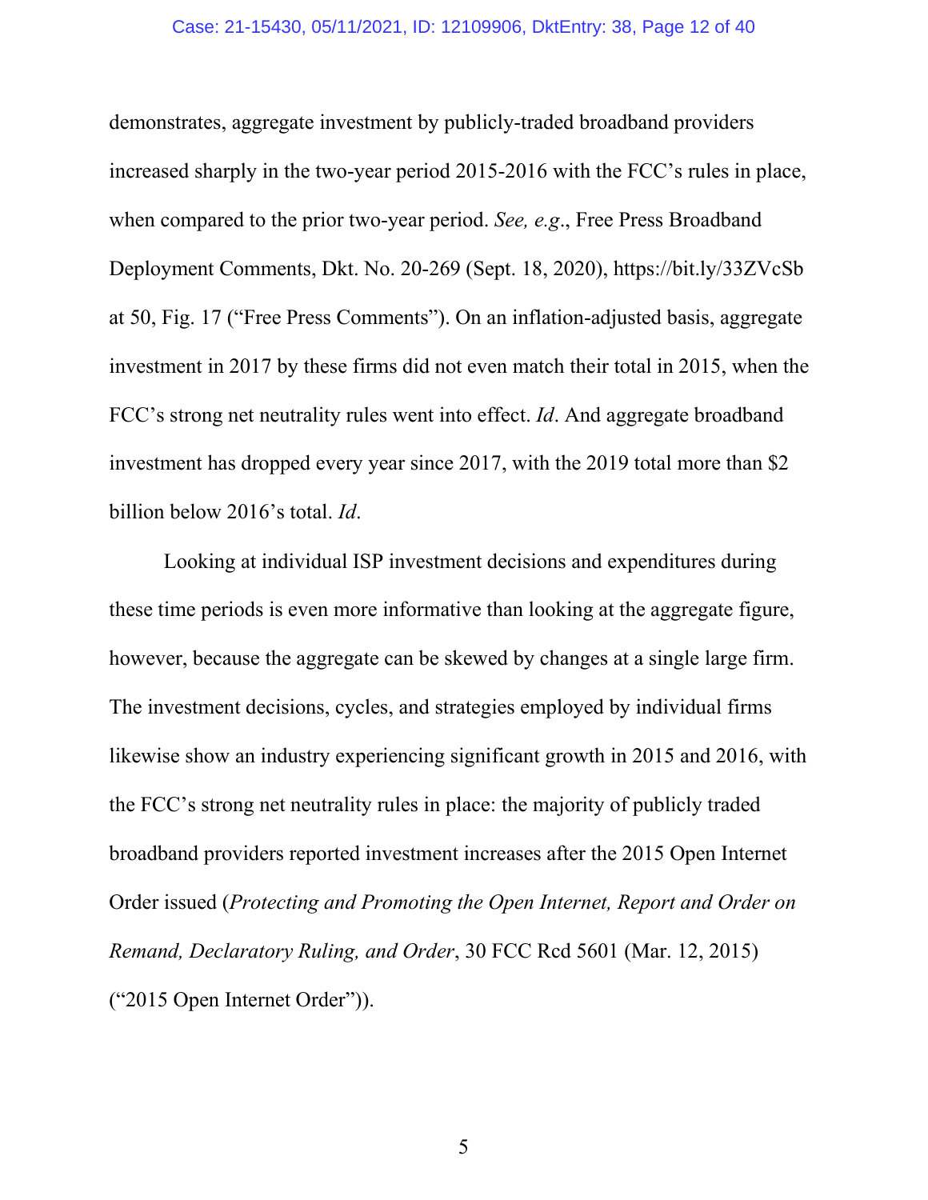demonstrates, aggregate investment by publicly-traded broadband providers increased sharply in the two-year period 2015-2016 with the FCC's rules in place, when compared to the prior two-year period. *See, e.g.*, Free Press Broadband Deployment Comments, Dkt. No. 20-269 (Sept. 18, 2020), https://bit.ly/33ZVcSb at 50, Fig. 17 ("Free Press Comments"). On an inflation-adjusted basis, aggregate investment in 2017 by these firms did not even match their total in 2015, when the FCC's strong net neutrality rules went into effect. *Id*. And aggregate broadband investment has dropped every year since 2017, with the 2019 total more than $2 billion below 2016's total. *Id*.

Looking at individual ISP investment decisions and expenditures during these time periods is even more informative than looking at the aggregate figure, however, because the aggregate can be skewed by changes at a single large firm. The investment decisions, cycles, and strategies employed by individual firms likewise show an industry experiencing significant growth in 2015 and 2016, with the FCC's strong net neutrality rules in place: the majority of publicly traded broadband providers reported investment increases after the 2015 Open Internet Order issued (*Protecting and Promoting the Open Internet, Report and Order on Remand, Declaratory Ruling, and Order*, 30 FCC Rcd 5601 (Mar. 12, 2015) ("2015 Open Internet Order")).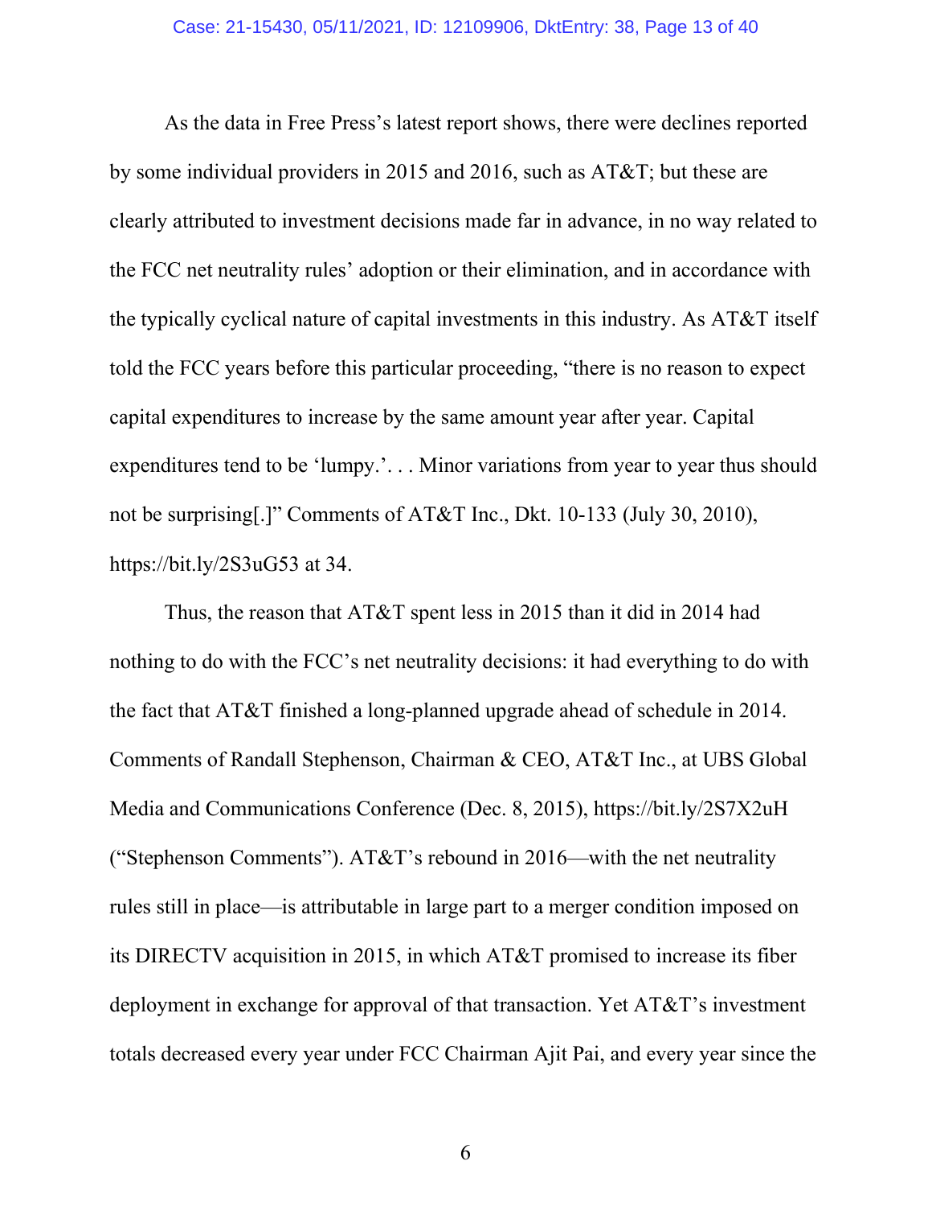As the data in Free Press's latest report shows, there were declines reported by some individual providers in 2015 and 2016, such as AT&T; but these are clearly attributed to investment decisions made far in advance, in no way related to the FCC net neutrality rules' adoption or their elimination, and in accordance with the typically cyclical nature of capital investments in this industry. As AT&T itself told the FCC years before this particular proceeding, "there is no reason to expect capital expenditures to increase by the same amount year after year. Capital expenditures tend to be 'lumpy.'. . . Minor variations from year to year thus should not be surprising[.]" Comments of AT&T Inc., Dkt. 10-133 (July 30, 2010), https://bit.ly/2S3uG53 at 34.

Thus, the reason that AT&T spent less in 2015 than it did in 2014 had nothing to do with the FCC's net neutrality decisions: it had everything to do with the fact that AT&T finished a long-planned upgrade ahead of schedule in 2014. Comments of Randall Stephenson, Chairman & CEO, AT&T Inc., at UBS Global Media and Communications Conference (Dec. 8, 2015), https://bit.ly/2S7X2uH ("Stephenson Comments"). AT&T's rebound in 2016—with the net neutrality rules still in place—is attributable in large part to a merger condition imposed on its DIRECTV acquisition in 2015, in which AT&T promised to increase its fiber deployment in exchange for approval of that transaction. Yet AT&T's investment totals decreased every year under FCC Chairman Ajit Pai, and every year since the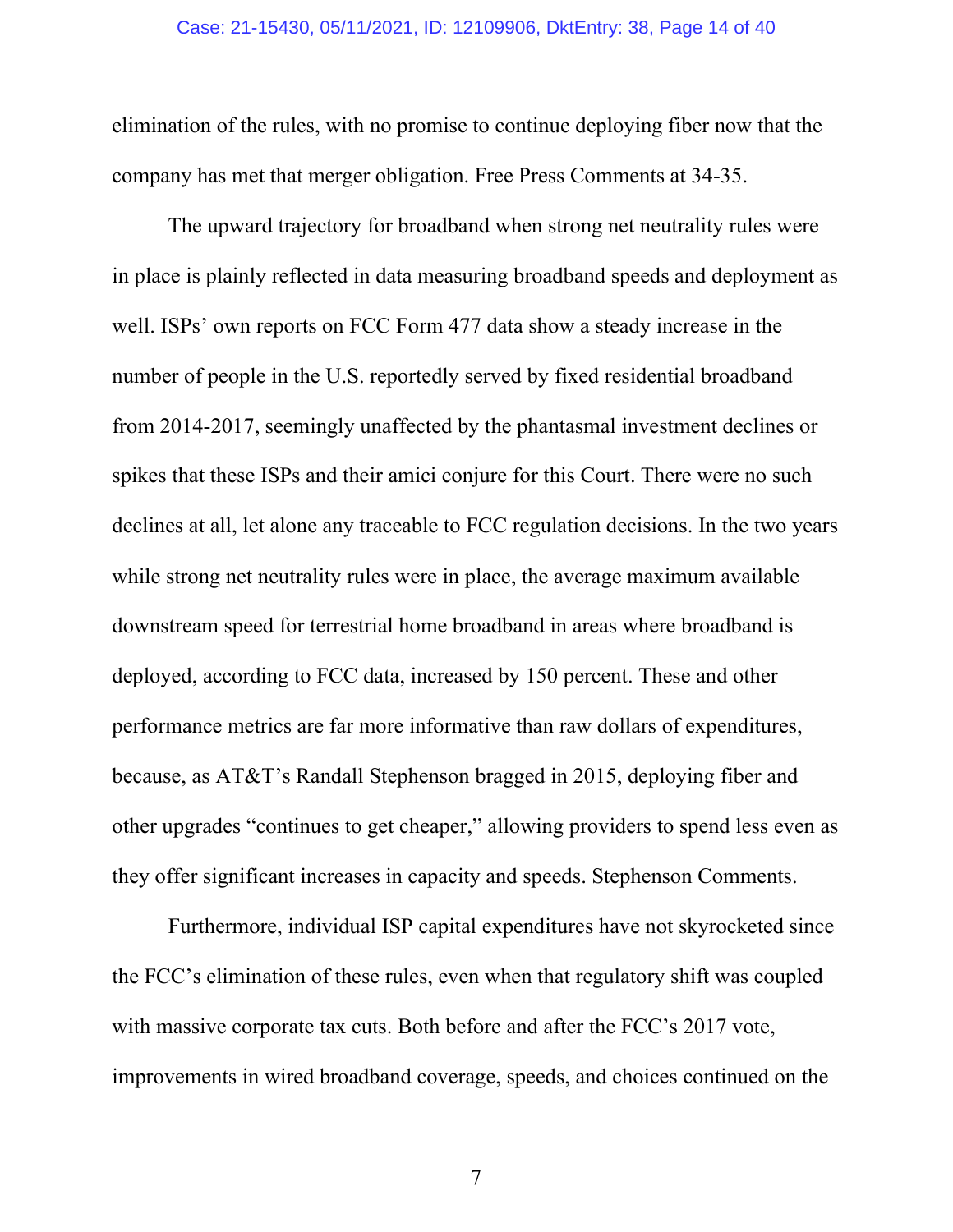elimination of the rules, with no promise to continue deploying fiber now that the company has met that merger obligation. Free Press Comments at 34-35.

The upward trajectory for broadband when strong net neutrality rules were in place is plainly reflected in data measuring broadband speeds and deployment as well. ISPs' own reports on FCC Form 477 data show a steady increase in the number of people in the U.S. reportedly served by fixed residential broadband from 2014-2017, seemingly unaffected by the phantasmal investment declines or spikes that these ISPs and their amici conjure for this Court. There were no such declines at all, let alone any traceable to FCC regulation decisions. In the two years while strong net neutrality rules were in place, the average maximum available downstream speed for terrestrial home broadband in areas where broadband is deployed, according to FCC data, increased by 150 percent. These and other performance metrics are far more informative than raw dollars of expenditures, because, as AT&T's Randall Stephenson bragged in 2015, deploying fiber and other upgrades "continues to get cheaper," allowing providers to spend less even as they offer significant increases in capacity and speeds. Stephenson Comments.

Furthermore, individual ISP capital expenditures have not skyrocketed since the FCC's elimination of these rules, even when that regulatory shift was coupled with massive corporate tax cuts. Both before and after the FCC's 2017 vote, improvements in wired broadband coverage, speeds, and choices continued on the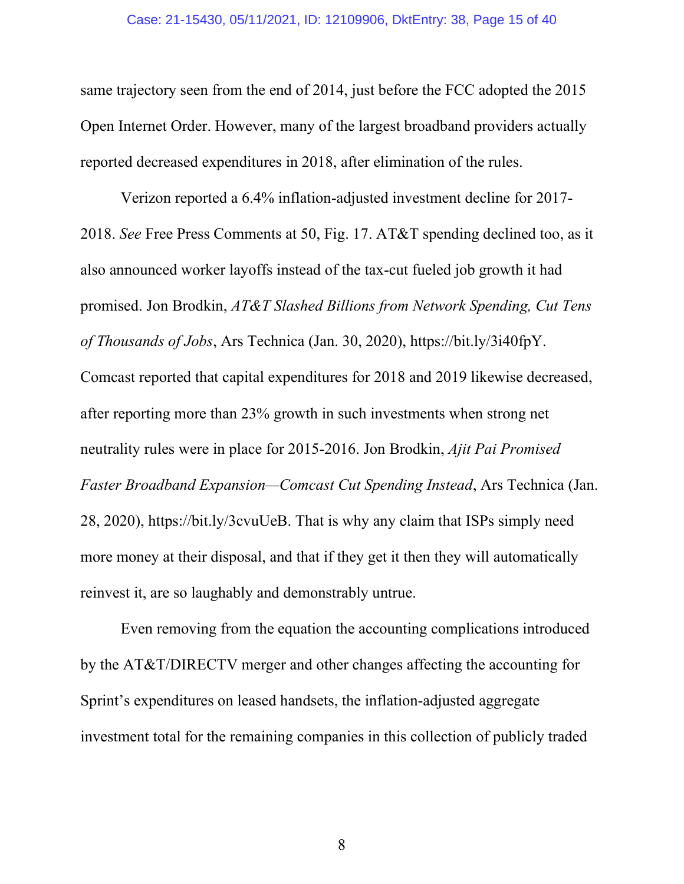same trajectory seen from the end of 2014, just before the FCC adopted the 2015 Open Internet Order. However, many of the largest broadband providers actually reported decreased expenditures in 2018, after elimination of the rules.

Verizon reported a 6.4% inflation-adjusted investment decline for 2017-2018. *See* Free Press Comments at 50, Fig. 17. AT&T spending declined too, as it also announced worker layoffs instead of the tax-cut fueled job growth it had promised. Jon Brodkin, *AT&T Slashed Billions from Network Spending, Cut Tens of Thousands of Jobs*, Ars Technica (Jan. 30, 2020), https://bit.ly/3i40fpY. Comcast reported that capital expenditures for 2018 and 2019 likewise decreased, after reporting more than 23% growth in such investments when strong net neutrality rules were in place for 2015-2016. Jon Brodkin, *Ajit Pai Promised Faster Broadband Expansion—Comcast Cut Spending Instead*, Ars Technica (Jan. 28, 2020), https://bit.ly/3cvuUeB. That is why any claim that ISPs simply need more money at their disposal, and that if they get it then they will automatically reinvest it, are so laughably and demonstrably untrue.

Even removing from the equation the accounting complications introduced by the AT&T/DIRECTV merger and other changes affecting the accounting for Sprint's expenditures on leased handsets, the inflation-adjusted aggregate investment total for the remaining companies in this collection of publicly traded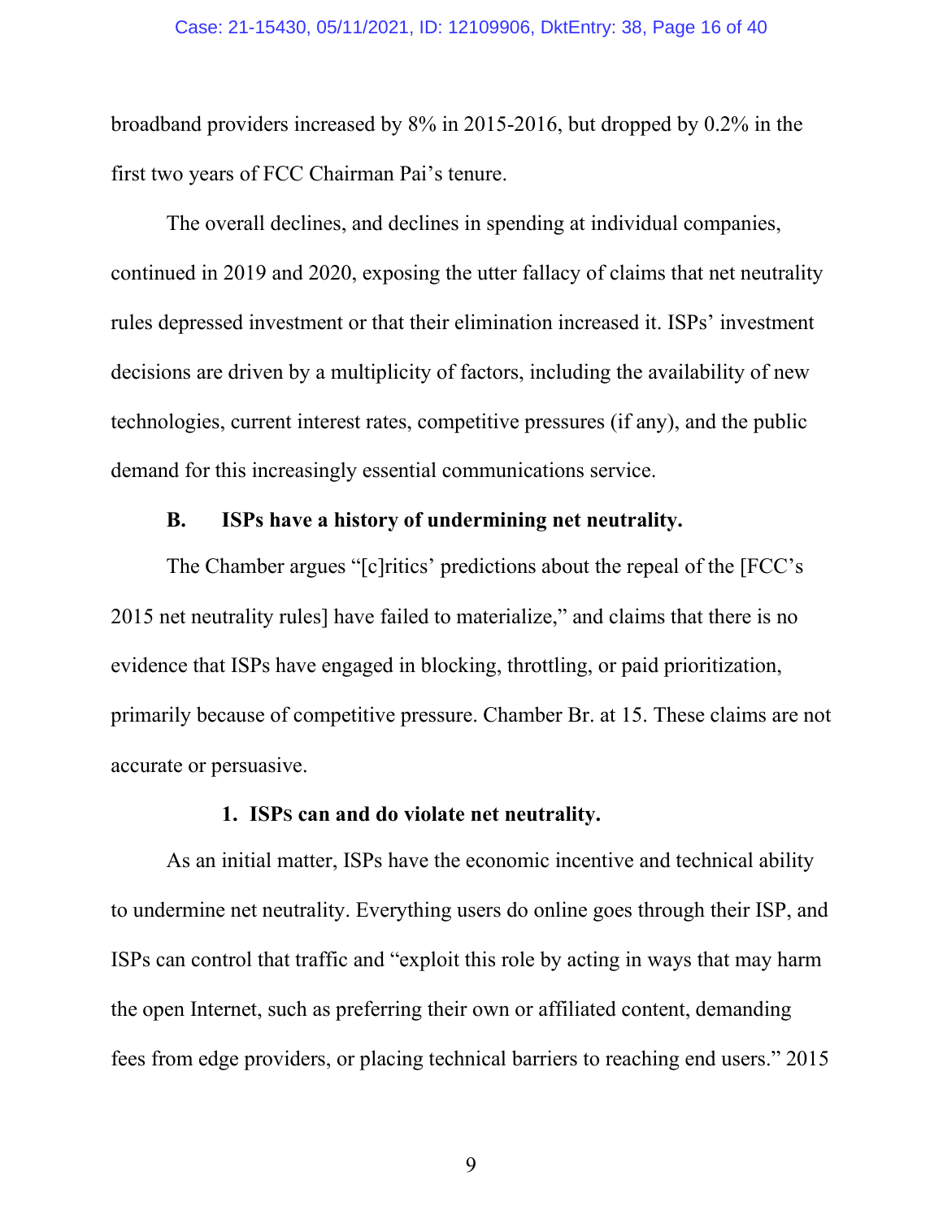broadband providers increased by 8% in 2015-2016, but dropped by 0.2% in the first two years of FCC Chairman Pai's tenure.

The overall declines, and declines in spending at individual companies, continued in 2019 and 2020, exposing the utter fallacy of claims that net neutrality rules depressed investment or that their elimination increased it. ISPs' investment decisions are driven by a multiplicity of factors, including the availability of new technologies, current interest rates, competitive pressures (if any), and the public demand for this increasingly essential communications service.

### B. ISPs have a history of undermining net neutrality.

The Chamber argues "[c]ritics' predictions about the repeal of the [FCC's 2015 net neutrality rules] have failed to materialize," and claims that there is no evidence that ISPs have engaged in blocking, throttling, or paid prioritization, primarily because of competitive pressure. Chamber Br. at 15. These claims are not accurate or persuasive.

#### 1. ISPs can and do violate net neutrality.

As an initial matter, ISPs have the economic incentive and technical ability to undermine net neutrality. Everything users do online goes through their ISP, and ISPs can control that traffic and "exploit this role by acting in ways that may harm the open Internet, such as preferring their own or affiliated content, demanding fees from edge providers, or placing technical barriers to reaching end users." 2015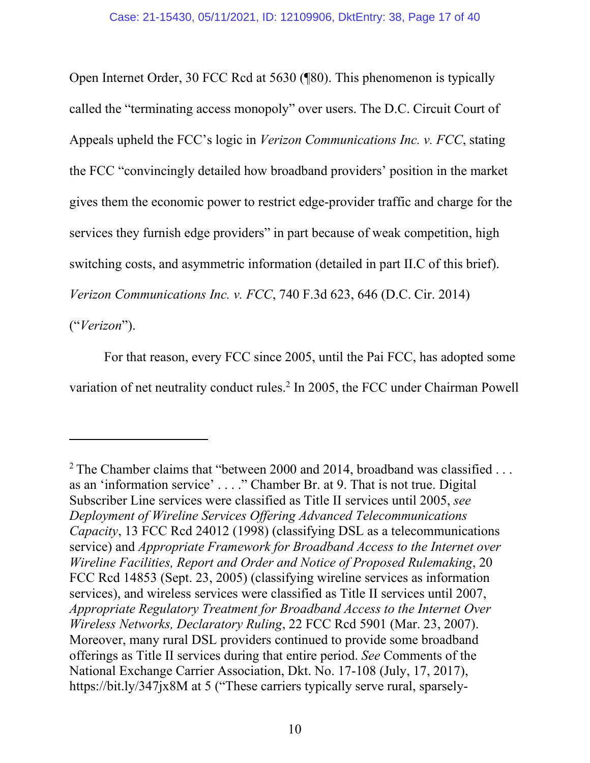Open Internet Order, 30 FCC Rcd at 5630 (¶80). This phenomenon is typically called the "terminating access monopoly" over users. The D.C. Circuit Court of Appeals upheld the FCC's logic in *Verizon Communications Inc. v. FCC*, stating the FCC "convincingly detailed how broadband providers' position in the market gives them the economic power to restrict edge-provider traffic and charge for the services they furnish edge providers" in part because of weak competition, high switching costs, and asymmetric information (detailed in part II.C of this brief). *Verizon Communications Inc. v. FCC*, 740 F.3d 623, 646 (D.C. Cir. 2014) ("*Verizon*").

For that reason, every FCC since 2005, until the Pai FCC, has adopted some variation of net neutrality conduct rules.[2] In 2005, the FCC under Chairman Powell

---

[2] The Chamber claims that "between 2000 and 2014, broadband was classified . . . as an 'information service' . . . ." Chamber Br. at 9. That is not true. Digital Subscriber Line services were classified as Title II services until 2005, *see Deployment of Wireline Services Offering Advanced Telecommunications Capacity*, 13 FCC Rcd 24012 (1998) (classifying DSL as a telecommunications service) and *Appropriate Framework for Broadband Access to the Internet over Wireline Facilities, Report and Order and Notice of Proposed Rulemaking*, 20 FCC Rcd 14853 (Sept. 23, 2005) (classifying wireline services as information services), and wireless services were classified as Title II services until 2007, *Appropriate Regulatory Treatment for Broadband Access to the Internet Over Wireless Networks, Declaratory Ruling*, 22 FCC Rcd 5901 (Mar. 23, 2007). Moreover, many rural DSL providers continued to provide some broadband offerings as Title II services during that entire period. *See* Comments of the National Exchange Carrier Association, Dkt. No. 17-108 (July, 17, 2017), https://bit.ly/347jx8M at 5 ("These carriers typically serve rural, sparsely-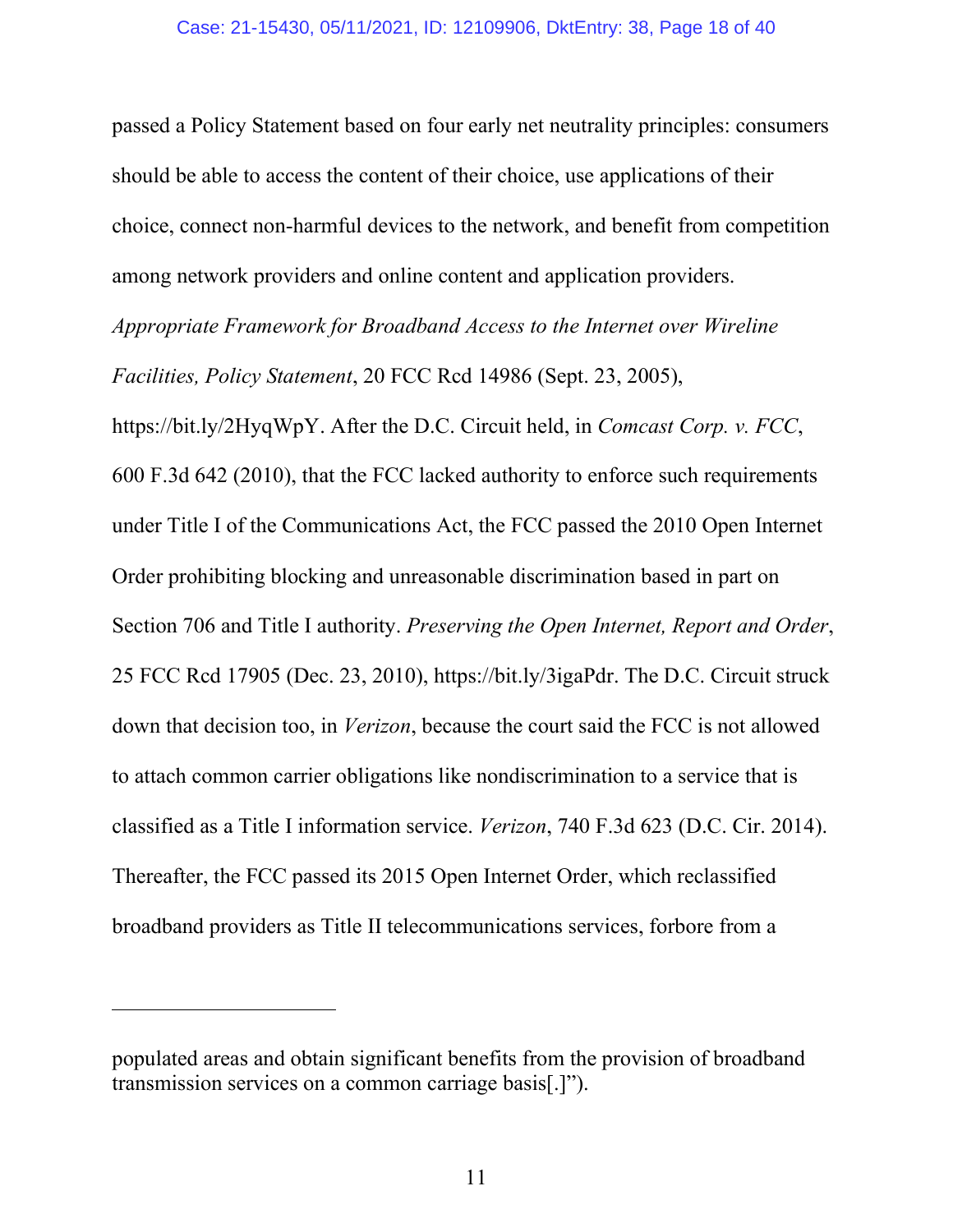passed a Policy Statement based on four early net neutrality principles: consumers should be able to access the content of their choice, use applications of their choice, connect non-harmful devices to the network, and benefit from competition among network providers and online content and application providers. *Appropriate Framework for Broadband Access to the Internet over Wireline Facilities, Policy Statement*, 20 FCC Rcd 14986 (Sept. 23, 2005), https://bit.ly/2HyqWpY. After the D.C. Circuit held, in *Comcast Corp. v. FCC*, 600 F.3d 642 (2010), that the FCC lacked authority to enforce such requirements under Title I of the Communications Act, the FCC passed the 2010 Open Internet Order prohibiting blocking and unreasonable discrimination based in part on Section 706 and Title I authority. *Preserving the Open Internet, Report and Order*, 25 FCC Rcd 17905 (Dec. 23, 2010), https://bit.ly/3igaPdr. The D.C. Circuit struck down that decision too, in *Verizon*, because the court said the FCC is not allowed to attach common carrier obligations like nondiscrimination to a service that is classified as a Title I information service. *Verizon*, 740 F.3d 623 (D.C. Cir. 2014). Thereafter, the FCC passed its 2015 Open Internet Order, which reclassified broadband providers as Title II telecommunications services, forbore from a

---

populated areas and obtain significant benefits from the provision of broadband transmission services on a common carriage basis[.]").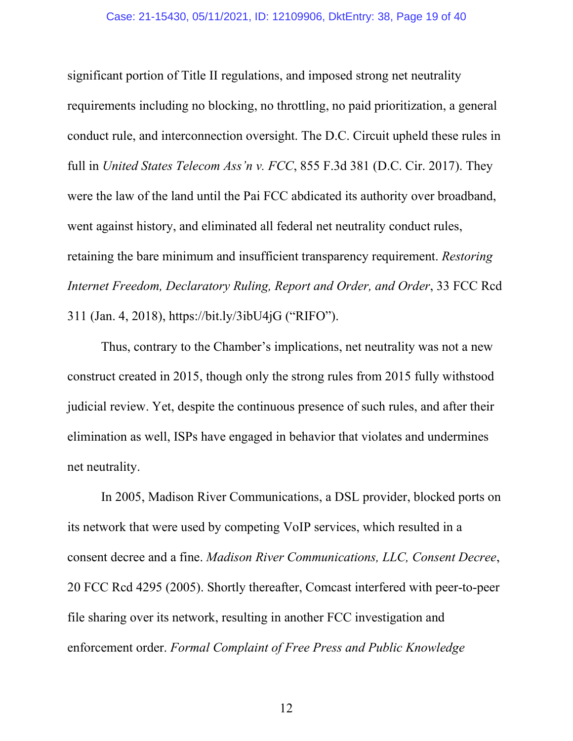significant portion of Title II regulations, and imposed strong net neutrality requirements including no blocking, no throttling, no paid prioritization, a general conduct rule, and interconnection oversight. The D.C. Circuit upheld these rules in full in *United States Telecom Ass'n v. FCC*, 855 F.3d 381 (D.C. Cir. 2017). They were the law of the land until the Pai FCC abdicated its authority over broadband, went against history, and eliminated all federal net neutrality conduct rules, retaining the bare minimum and insufficient transparency requirement. *Restoring Internet Freedom, Declaratory Ruling, Report and Order, and Order*, 33 FCC Rcd 311 (Jan. 4, 2018), https://bit.ly/3ibU4jG ("RIFO").

Thus, contrary to the Chamber's implications, net neutrality was not a new construct created in 2015, though only the strong rules from 2015 fully withstood judicial review. Yet, despite the continuous presence of such rules, and after their elimination as well, ISPs have engaged in behavior that violates and undermines net neutrality.

In 2005, Madison River Communications, a DSL provider, blocked ports on its network that were used by competing VoIP services, which resulted in a consent decree and a fine. *Madison River Communications, LLC, Consent Decree*, 20 FCC Rcd 4295 (2005). Shortly thereafter, Comcast interfered with peer-to-peer file sharing over its network, resulting in another FCC investigation and enforcement order. *Formal Complaint of Free Press and Public Knowledge*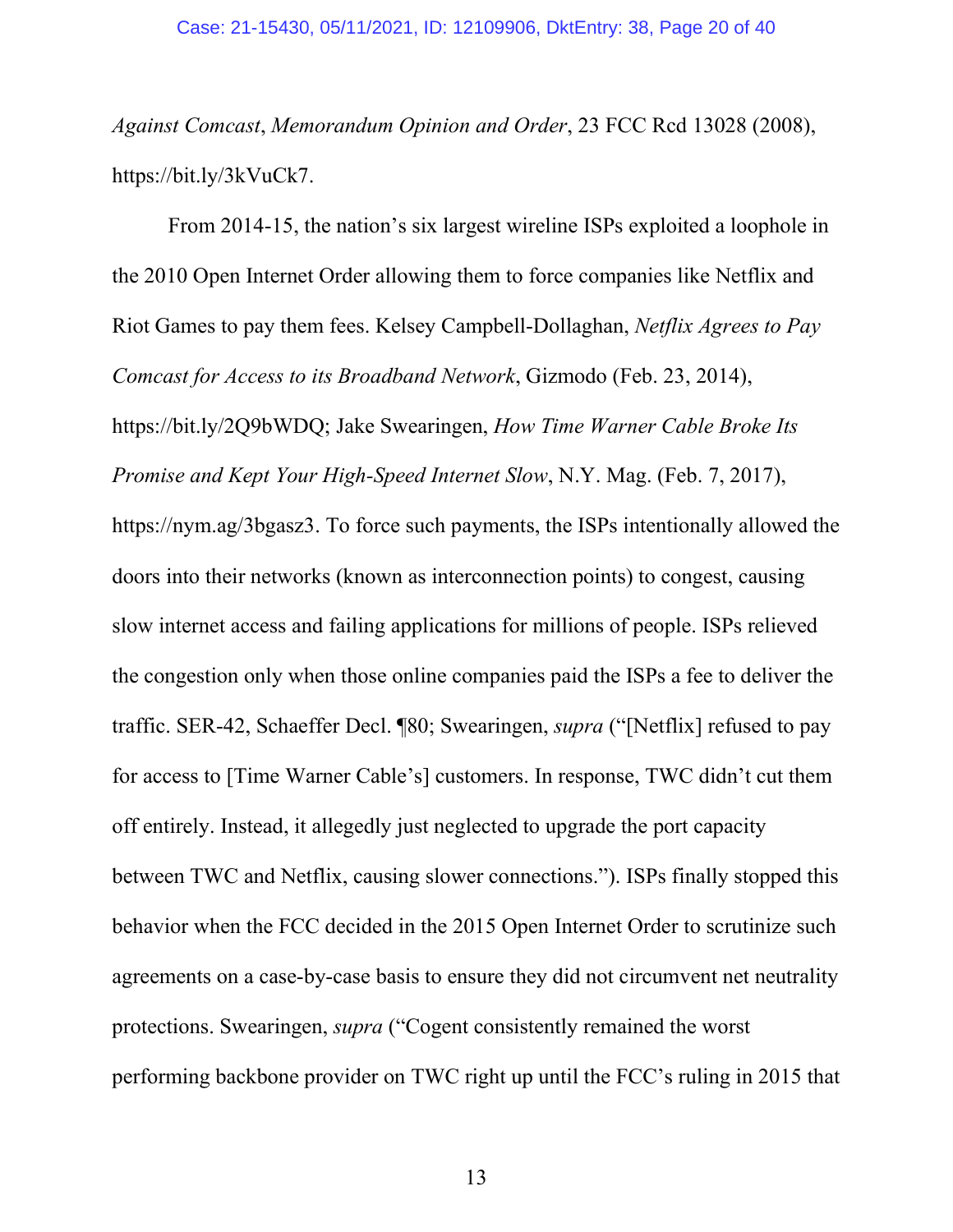*Against Comcast*, *Memorandum Opinion and Order*, 23 FCC Rcd 13028 (2008), https://bit.ly/3kVuCk7.

From 2014-15, the nation's six largest wireline ISPs exploited a loophole in the 2010 Open Internet Order allowing them to force companies like Netflix and Riot Games to pay them fees. Kelsey Campbell-Dollaghan, *Netflix Agrees to Pay Comcast for Access to its Broadband Network*, Gizmodo (Feb. 23, 2014), https://bit.ly/2Q9bWDQ; Jake Swearingen, *How Time Warner Cable Broke Its Promise and Kept Your High-Speed Internet Slow*, N.Y. Mag. (Feb. 7, 2017), https://nym.ag/3bgasz3. To force such payments, the ISPs intentionally allowed the doors into their networks (known as interconnection points) to congest, causing slow internet access and failing applications for millions of people. ISPs relieved the congestion only when those online companies paid the ISPs a fee to deliver the traffic. SER-42, Schaeffer Decl. ¶80; Swearingen, *supra* ("[Netflix] refused to pay for access to [Time Warner Cable's] customers. In response, TWC didn't cut them off entirely. Instead, it allegedly just neglected to upgrade the port capacity between TWC and Netflix, causing slower connections."). ISPs finally stopped this behavior when the FCC decided in the 2015 Open Internet Order to scrutinize such agreements on a case-by-case basis to ensure they did not circumvent net neutrality protections. Swearingen, *supra* ("Cogent consistently remained the worst performing backbone provider on TWC right up until the FCC's ruling in 2015 that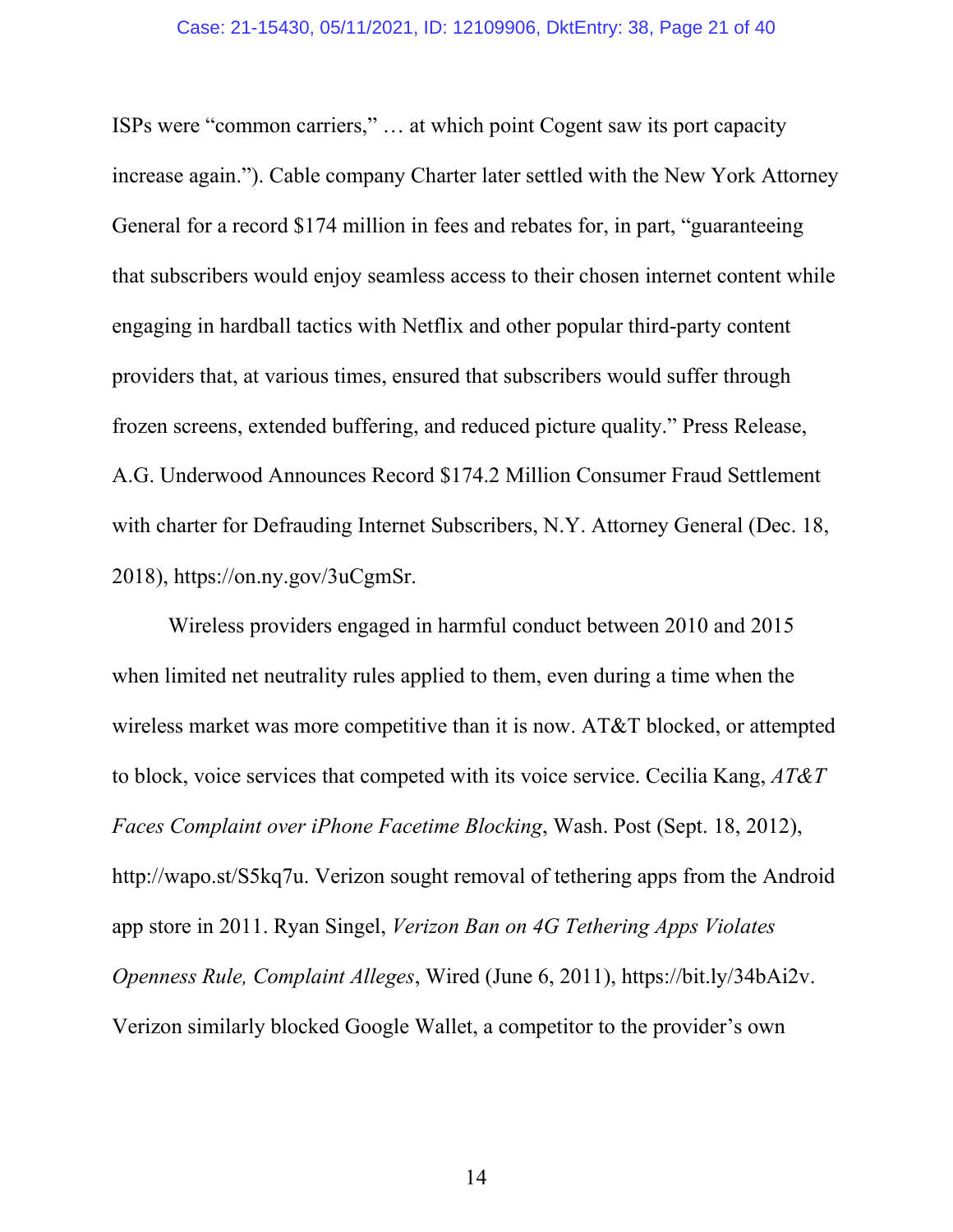ISPs were "common carriers," … at which point Cogent saw its port capacity increase again."). Cable company Charter later settled with the New York Attorney General for a record $174 million in fees and rebates for, in part, "guaranteeing that subscribers would enjoy seamless access to their chosen internet content while engaging in hardball tactics with Netflix and other popular third-party content providers that, at various times, ensured that subscribers would suffer through frozen screens, extended buffering, and reduced picture quality." Press Release, A.G. Underwood Announces Record $174.2 Million Consumer Fraud Settlement with charter for Defrauding Internet Subscribers, N.Y. Attorney General (Dec. 18, 2018), https://on.ny.gov/3uCgmSr.

Wireless providers engaged in harmful conduct between 2010 and 2015 when limited net neutrality rules applied to them, even during a time when the wireless market was more competitive than it is now. AT&T blocked, or attempted to block, voice services that competed with its voice service. Cecilia Kang, *AT&T Faces Complaint over iPhone Facetime Blocking*, Wash. Post (Sept. 18, 2012), http://wapo.st/S5kq7u. Verizon sought removal of tethering apps from the Android app store in 2011. Ryan Singel, *Verizon Ban on 4G Tethering Apps Violates Openness Rule, Complaint Alleges*, Wired (June 6, 2011), https://bit.ly/34bAi2v. Verizon similarly blocked Google Wallet, a competitor to the provider's own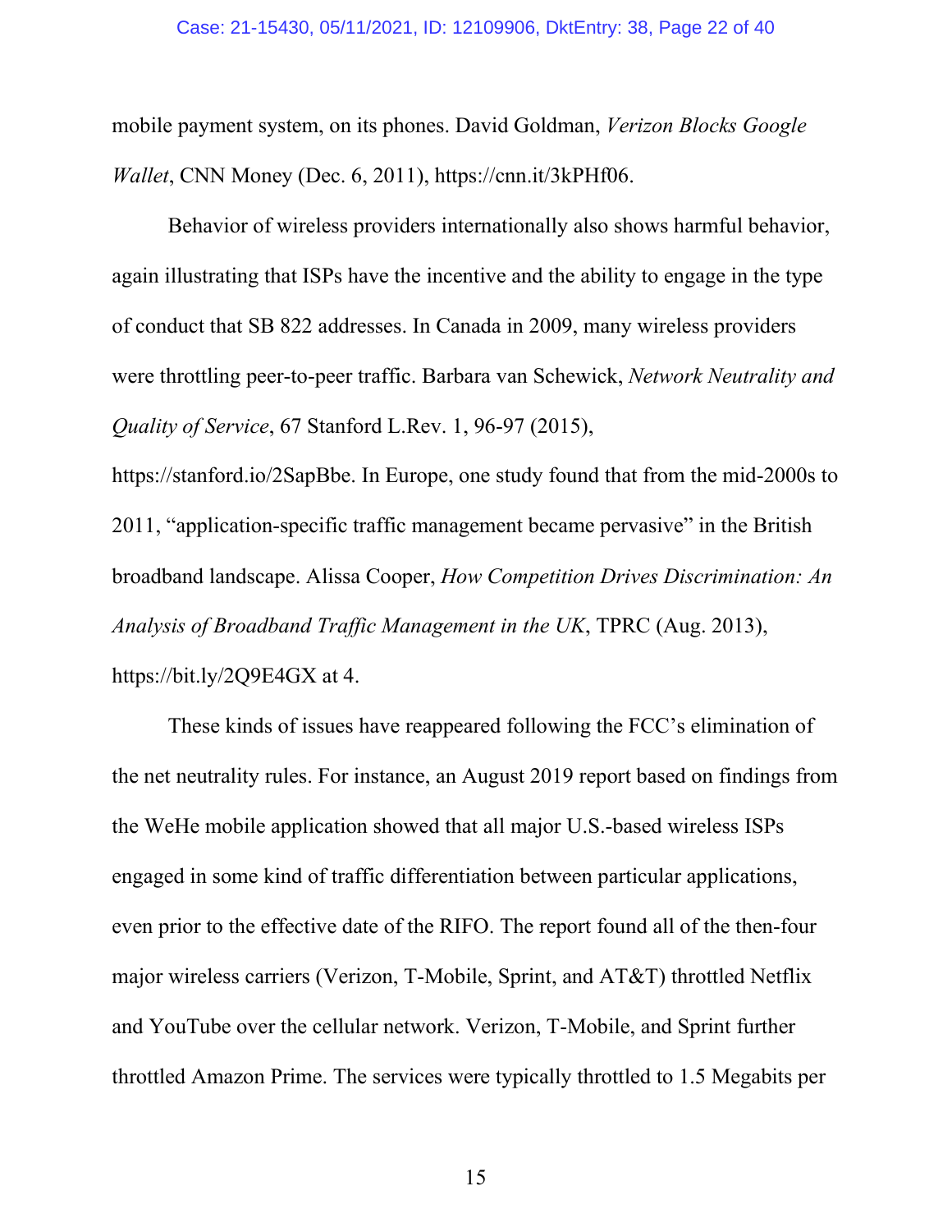mobile payment system, on its phones. David Goldman, *Verizon Blocks Google Wallet*, CNN Money (Dec. 6, 2011), https://cnn.it/3kPHf06.

Behavior of wireless providers internationally also shows harmful behavior, again illustrating that ISPs have the incentive and the ability to engage in the type of conduct that SB 822 addresses. In Canada in 2009, many wireless providers were throttling peer-to-peer traffic. Barbara van Schewick, *Network Neutrality and Quality of Service*, 67 Stanford L.Rev. 1, 96-97 (2015), https://stanford.io/2SapBbe. In Europe, one study found that from the mid-2000s to 2011, "application-specific traffic management became pervasive" in the British broadband landscape. Alissa Cooper, *How Competition Drives Discrimination: An Analysis of Broadband Traffic Management in the UK*, TPRC (Aug. 2013), https://bit.ly/2Q9E4GX at 4.

These kinds of issues have reappeared following the FCC's elimination of the net neutrality rules. For instance, an August 2019 report based on findings from the WeHe mobile application showed that all major U.S.-based wireless ISPs engaged in some kind of traffic differentiation between particular applications, even prior to the effective date of the RIFO. The report found all of the then-four major wireless carriers (Verizon, T-Mobile, Sprint, and AT&T) throttled Netflix and YouTube over the cellular network. Verizon, T-Mobile, and Sprint further throttled Amazon Prime. The services were typically throttled to 1.5 Megabits per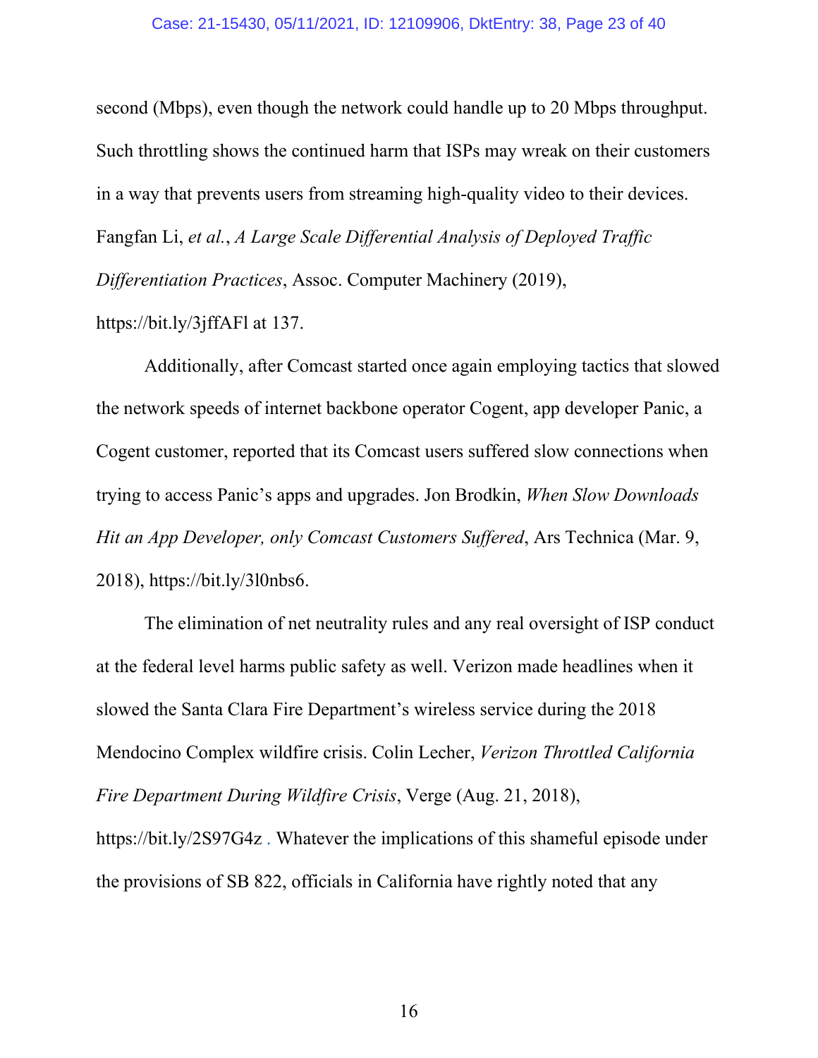second (Mbps), even though the network could handle up to 20 Mbps throughput. Such throttling shows the continued harm that ISPs may wreak on their customers in a way that prevents users from streaming high-quality video to their devices. Fangfan Li, *et al.*, *A Large Scale Differential Analysis of Deployed Traffic Differentiation Practices*, Assoc. Computer Machinery (2019), https://bit.ly/3jffAFl at 137.

Additionally, after Comcast started once again employing tactics that slowed the network speeds of internet backbone operator Cogent, app developer Panic, a Cogent customer, reported that its Comcast users suffered slow connections when trying to access Panic's apps and upgrades. Jon Brodkin, *When Slow Downloads Hit an App Developer, only Comcast Customers Suffered*, Ars Technica (Mar. 9, 2018), https://bit.ly/3l0nbs6.

The elimination of net neutrality rules and any real oversight of ISP conduct at the federal level harms public safety as well. Verizon made headlines when it slowed the Santa Clara Fire Department's wireless service during the 2018 Mendocino Complex wildfire crisis. Colin Lecher, *Verizon Throttled California Fire Department During Wildfire Crisis*, Verge (Aug. 21, 2018), https://bit.ly/2S97G4z . Whatever the implications of this shameful episode under the provisions of SB 822, officials in California have rightly noted that any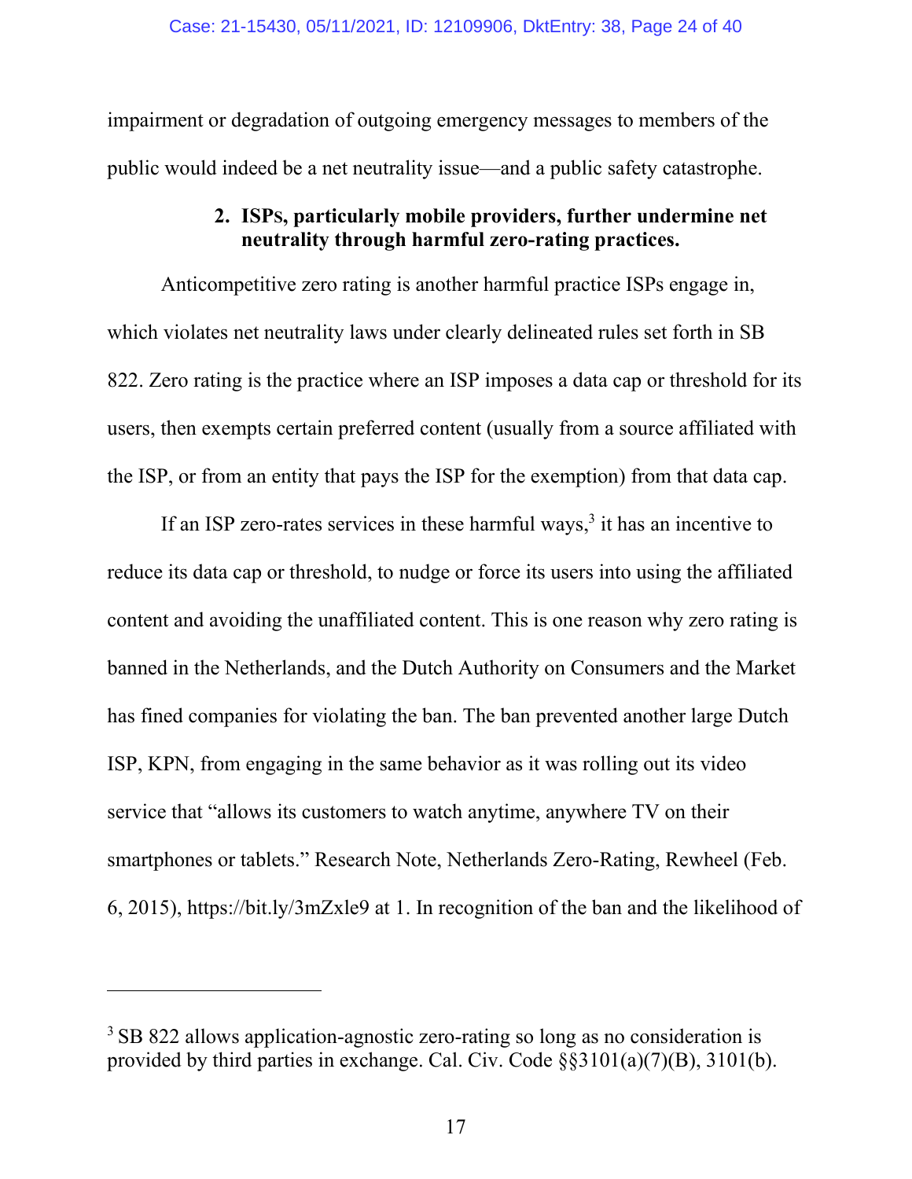impairment or degradation of outgoing emergency messages to members of the public would indeed be a net neutrality issue—and a public safety catastrophe.

### 2. ISPs, particularly mobile providers, further undermine net neutrality through harmful zero-rating practices.

Anticompetitive zero rating is another harmful practice ISPs engage in, which violates net neutrality laws under clearly delineated rules set forth in SB 822. Zero rating is the practice where an ISP imposes a data cap or threshold for its users, then exempts certain preferred content (usually from a source affiliated with the ISP, or from an entity that pays the ISP for the exemption) from that data cap.

If an ISP zero-rates services in these harmful ways,[3] it has an incentive to reduce its data cap or threshold, to nudge or force its users into using the affiliated content and avoiding the unaffiliated content. This is one reason why zero rating is banned in the Netherlands, and the Dutch Authority on Consumers and the Market has fined companies for violating the ban. The ban prevented another large Dutch ISP, KPN, from engaging in the same behavior as it was rolling out its video service that "allows its customers to watch anytime, anywhere TV on their smartphones or tablets." Research Note, Netherlands Zero-Rating, Rewheel (Feb. 6, 2015), https://bit.ly/3mZxle9 at 1. In recognition of the ban and the likelihood of

---

[3] SB 822 allows application-agnostic zero-rating so long as no consideration is provided by third parties in exchange. Cal. Civ. Code §§3101(a)(7)(B), 3101(b).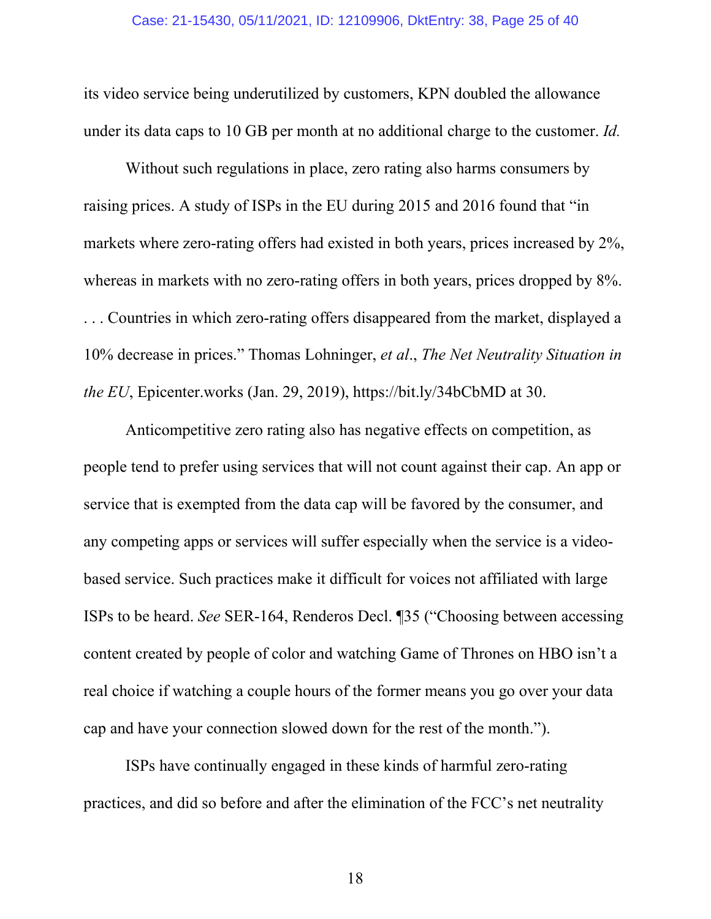its video service being underutilized by customers, KPN doubled the allowance under its data caps to 10 GB per month at no additional charge to the customer. *Id.*

Without such regulations in place, zero rating also harms consumers by raising prices. A study of ISPs in the EU during 2015 and 2016 found that "in markets where zero-rating offers had existed in both years, prices increased by 2%, whereas in markets with no zero-rating offers in both years, prices dropped by 8%. . . . Countries in which zero-rating offers disappeared from the market, displayed a 10% decrease in prices." Thomas Lohninger, *et al*., *The Net Neutrality Situation in the EU*, Epicenter.works (Jan. 29, 2019), https://bit.ly/34bCbMD at 30.

Anticompetitive zero rating also has negative effects on competition, as people tend to prefer using services that will not count against their cap. An app or service that is exempted from the data cap will be favored by the consumer, and any competing apps or services will suffer especially when the service is a video-based service. Such practices make it difficult for voices not affiliated with large ISPs to be heard. *See* SER-164, Renderos Decl. ¶35 ("Choosing between accessing content created by people of color and watching Game of Thrones on HBO isn't a real choice if watching a couple hours of the former means you go over your data cap and have your connection slowed down for the rest of the month.").

ISPs have continually engaged in these kinds of harmful zero-rating practices, and did so before and after the elimination of the FCC's net neutrality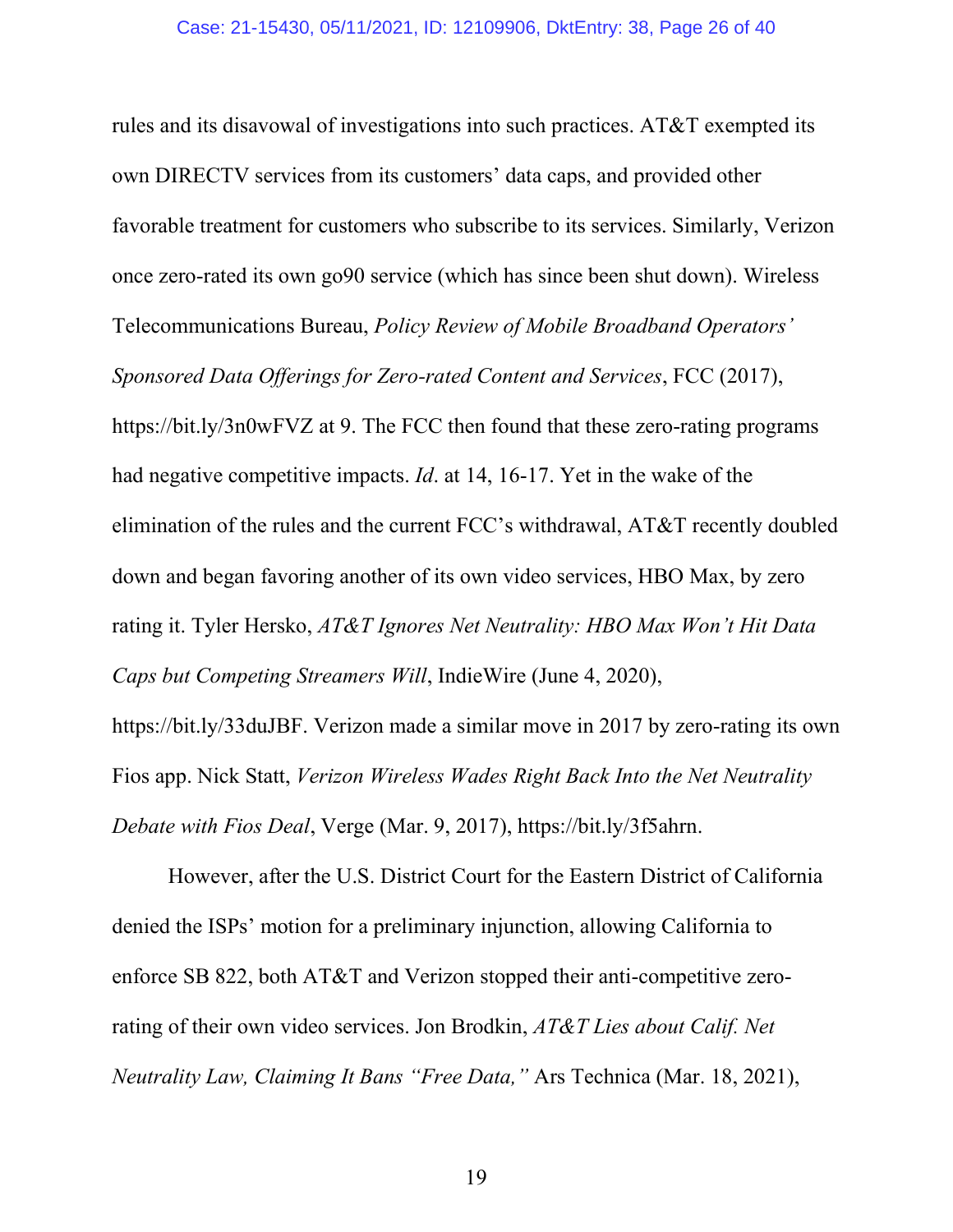rules and its disavowal of investigations into such practices. AT&T exempted its own DIRECTV services from its customers' data caps, and provided other favorable treatment for customers who subscribe to its services. Similarly, Verizon once zero-rated its own go90 service (which has since been shut down). Wireless Telecommunications Bureau, *Policy Review of Mobile Broadband Operators' Sponsored Data Offerings for Zero-rated Content and Services*, FCC (2017), https://bit.ly/3n0wFVZ at 9. The FCC then found that these zero-rating programs had negative competitive impacts. *Id*. at 14, 16-17. Yet in the wake of the elimination of the rules and the current FCC's withdrawal, AT&T recently doubled down and began favoring another of its own video services, HBO Max, by zero rating it. Tyler Hersko, *AT&T Ignores Net Neutrality: HBO Max Won't Hit Data Caps but Competing Streamers Will*, IndieWire (June 4, 2020), https://bit.ly/33duJBF. Verizon made a similar move in 2017 by zero-rating its own Fios app. Nick Statt, *Verizon Wireless Wades Right Back Into the Net Neutrality Debate with Fios Deal*, Verge (Mar. 9, 2017), https://bit.ly/3f5ahrn.

However, after the U.S. District Court for the Eastern District of California denied the ISPs' motion for a preliminary injunction, allowing California to enforce SB 822, both AT&T and Verizon stopped their anti-competitive zero-rating of their own video services. Jon Brodkin, *AT&T Lies about Calif. Net Neutrality Law, Claiming It Bans "Free Data,"* Ars Technica (Mar. 18, 2021),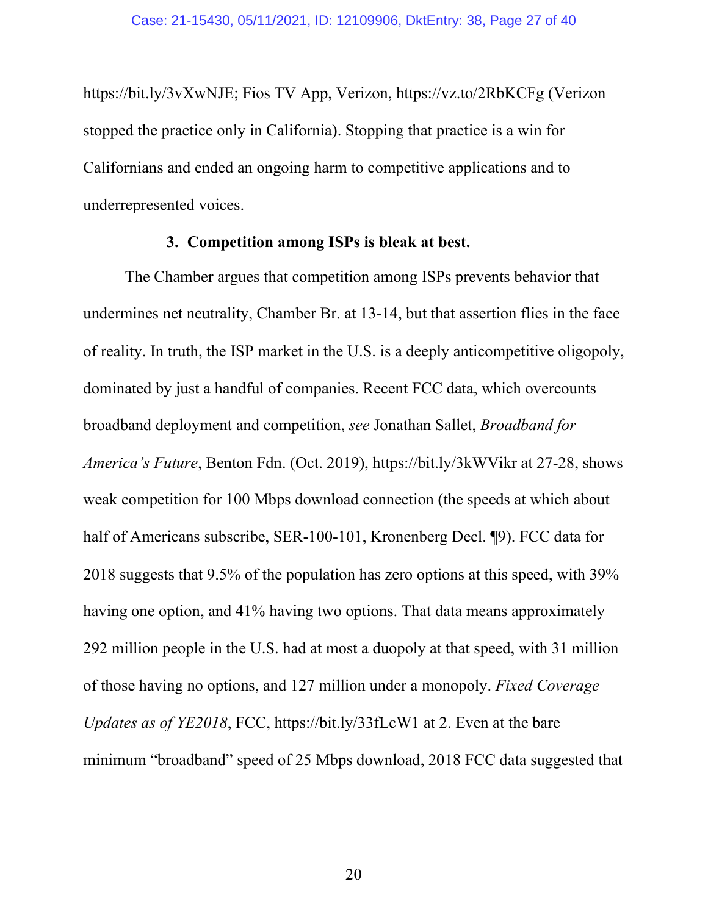https://bit.ly/3vXwNJE; Fios TV App, Verizon, https://vz.to/2RbKCFg (Verizon stopped the practice only in California). Stopping that practice is a win for Californians and ended an ongoing harm to competitive applications and to underrepresented voices.

### 3. Competition among ISPs is bleak at best.

The Chamber argues that competition among ISPs prevents behavior that undermines net neutrality, Chamber Br. at 13-14, but that assertion flies in the face of reality. In truth, the ISP market in the U.S. is a deeply anticompetitive oligopoly, dominated by just a handful of companies. Recent FCC data, which overcounts broadband deployment and competition, *see* Jonathan Sallet, *Broadband for America's Future*, Benton Fdn. (Oct. 2019), https://bit.ly/3kWVikr at 27-28, shows weak competition for 100 Mbps download connection (the speeds at which about half of Americans subscribe, SER-100-101, Kronenberg Decl. ¶9). FCC data for 2018 suggests that 9.5% of the population has zero options at this speed, with 39% having one option, and 41% having two options. That data means approximately 292 million people in the U.S. had at most a duopoly at that speed, with 31 million of those having no options, and 127 million under a monopoly. *Fixed Coverage Updates as of YE2018*, FCC, https://bit.ly/33fLcW1 at 2. Even at the bare minimum "broadband" speed of 25 Mbps download, 2018 FCC data suggested that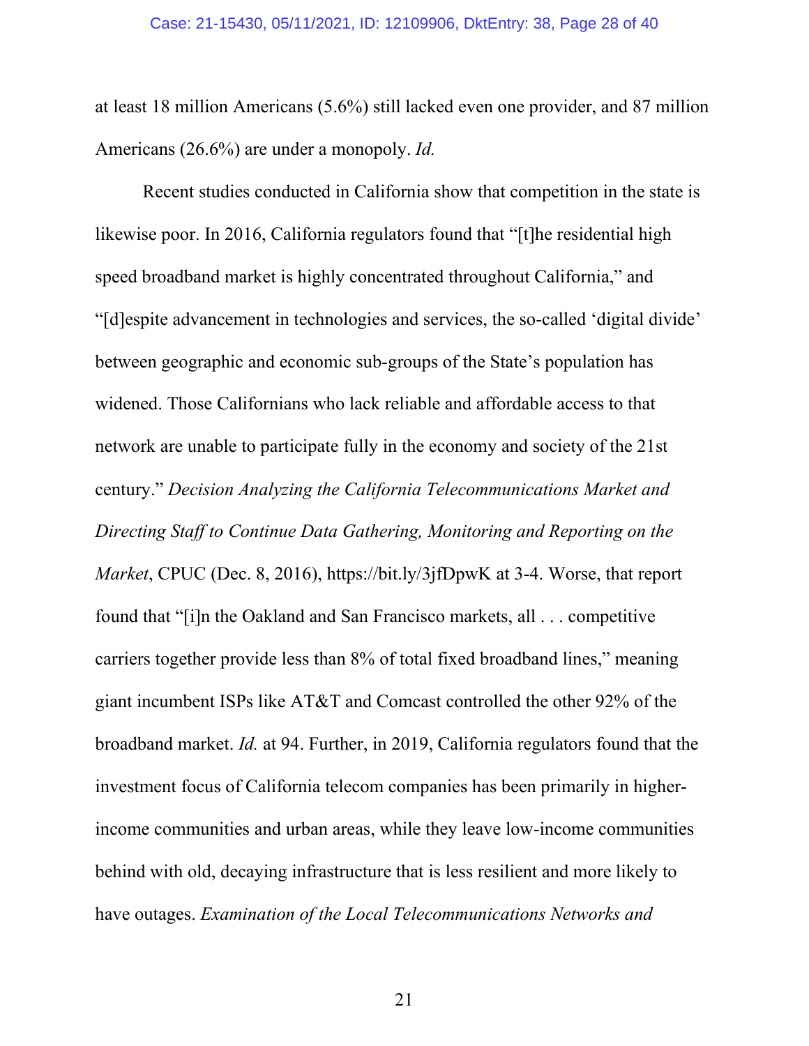at least 18 million Americans (5.6%) still lacked even one provider, and 87 million Americans (26.6%) are under a monopoly. *Id.*

Recent studies conducted in California show that competition in the state is likewise poor. In 2016, California regulators found that "[t]he residential high speed broadband market is highly concentrated throughout California," and "[d]espite advancement in technologies and services, the so-called 'digital divide' between geographic and economic sub-groups of the State's population has widened. Those Californians who lack reliable and affordable access to that network are unable to participate fully in the economy and society of the 21st century." *Decision Analyzing the California Telecommunications Market and Directing Staff to Continue Data Gathering, Monitoring and Reporting on the Market*, CPUC (Dec. 8, 2016), https://bit.ly/3jfDpwK at 3-4. Worse, that report found that "[i]n the Oakland and San Francisco markets, all . . . competitive carriers together provide less than 8% of total fixed broadband lines," meaning giant incumbent ISPs like AT&T and Comcast controlled the other 92% of the broadband market. *Id.* at 94. Further, in 2019, California regulators found that the investment focus of California telecom companies has been primarily in higher-income communities and urban areas, while they leave low-income communities behind with old, decaying infrastructure that is less resilient and more likely to have outages. *Examination of the Local Telecommunications Networks and*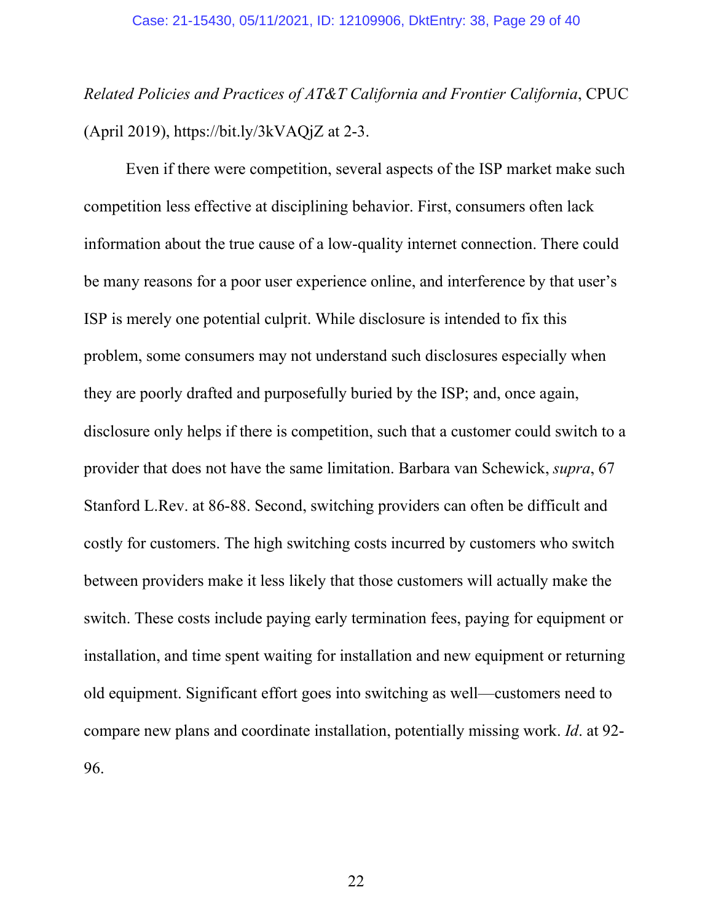*Related Policies and Practices of AT&T California and Frontier California*, CPUC (April 2019), https://bit.ly/3kVAQjZ at 2-3.

Even if there were competition, several aspects of the ISP market make such competition less effective at disciplining behavior. First, consumers often lack information about the true cause of a low-quality internet connection. There could be many reasons for a poor user experience online, and interference by that user's ISP is merely one potential culprit. While disclosure is intended to fix this problem, some consumers may not understand such disclosures especially when they are poorly drafted and purposefully buried by the ISP; and, once again, disclosure only helps if there is competition, such that a customer could switch to a provider that does not have the same limitation. Barbara van Schewick, *supra*, 67 Stanford L.Rev. at 86-88. Second, switching providers can often be difficult and costly for customers. The high switching costs incurred by customers who switch between providers make it less likely that those customers will actually make the switch. These costs include paying early termination fees, paying for equipment or installation, and time spent waiting for installation and new equipment or returning old equipment. Significant effort goes into switching as well—customers need to compare new plans and coordinate installation, potentially missing work. *Id*. at 92-96.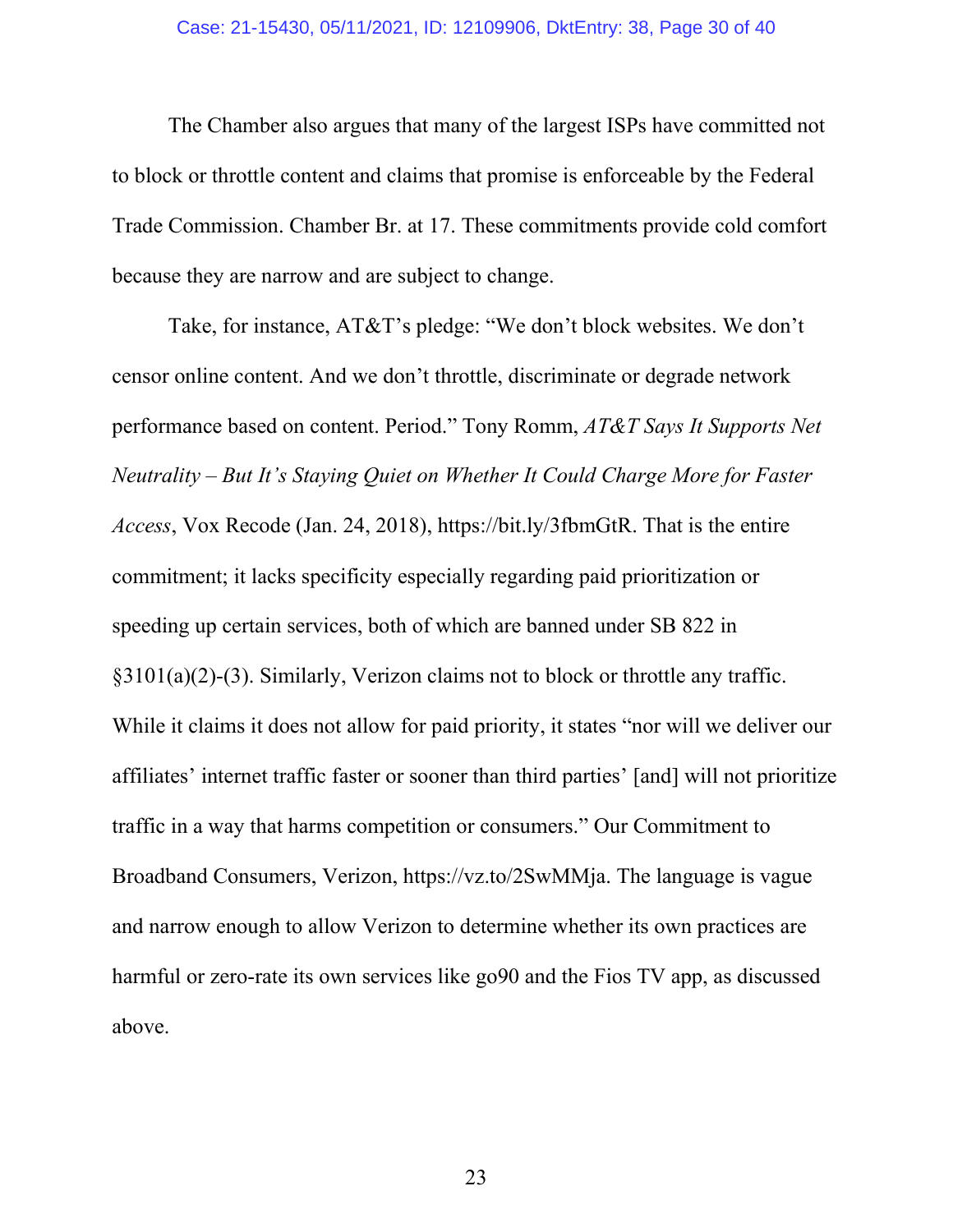The Chamber also argues that many of the largest ISPs have committed not to block or throttle content and claims that promise is enforceable by the Federal Trade Commission. Chamber Br. at 17. These commitments provide cold comfort because they are narrow and are subject to change.

Take, for instance, AT&T's pledge: "We don't block websites. We don't censor online content. And we don't throttle, discriminate or degrade network performance based on content. Period." Tony Romm, *AT&T Says It Supports Net Neutrality – But It's Staying Quiet on Whether It Could Charge More for Faster Access*, Vox Recode (Jan. 24, 2018), https://bit.ly/3fbmGtR. That is the entire commitment; it lacks specificity especially regarding paid prioritization or speeding up certain services, both of which are banned under SB 822 in §3101(a)(2)-(3). Similarly, Verizon claims not to block or throttle any traffic. While it claims it does not allow for paid priority, it states "nor will we deliver our affiliates' internet traffic faster or sooner than third parties' [and] will not prioritize traffic in a way that harms competition or consumers." Our Commitment to Broadband Consumers, Verizon, https://vz.to/2SwMMja. The language is vague and narrow enough to allow Verizon to determine whether its own practices are harmful or zero-rate its own services like go90 and the Fios TV app, as discussed above.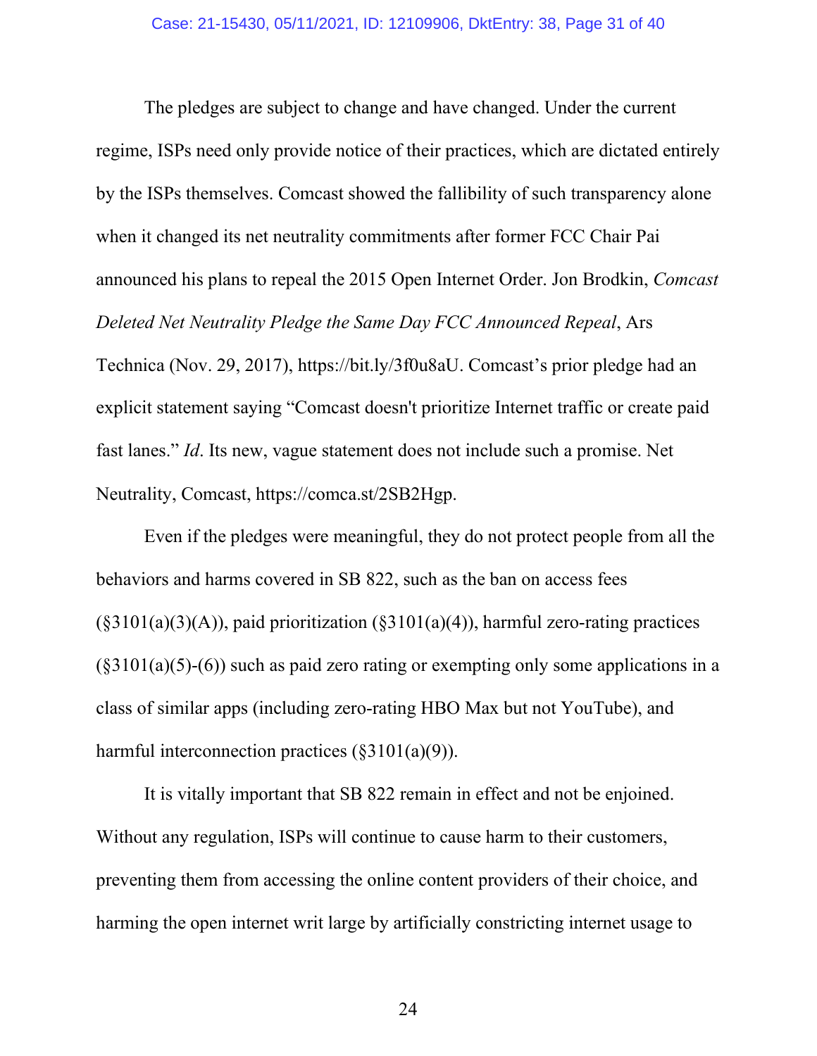The pledges are subject to change and have changed. Under the current regime, ISPs need only provide notice of their practices, which are dictated entirely by the ISPs themselves. Comcast showed the fallibility of such transparency alone when it changed its net neutrality commitments after former FCC Chair Pai announced his plans to repeal the 2015 Open Internet Order. Jon Brodkin, *Comcast Deleted Net Neutrality Pledge the Same Day FCC Announced Repeal*, Ars Technica (Nov. 29, 2017), https://bit.ly/3f0u8aU. Comcast's prior pledge had an explicit statement saying "Comcast doesn't prioritize Internet traffic or create paid fast lanes." *Id*. Its new, vague statement does not include such a promise. Net Neutrality, Comcast, https://comca.st/2SB2Hgp.

Even if the pledges were meaningful, they do not protect people from all the behaviors and harms covered in SB 822, such as the ban on access fees (§3101(a)(3)(A)), paid prioritization (§3101(a)(4)), harmful zero-rating practices (§3101(a)(5)-(6)) such as paid zero rating or exempting only some applications in a class of similar apps (including zero-rating HBO Max but not YouTube), and harmful interconnection practices (§3101(a)(9)).

It is vitally important that SB 822 remain in effect and not be enjoined. Without any regulation, ISPs will continue to cause harm to their customers, preventing them from accessing the online content providers of their choice, and harming the open internet writ large by artificially constricting internet usage to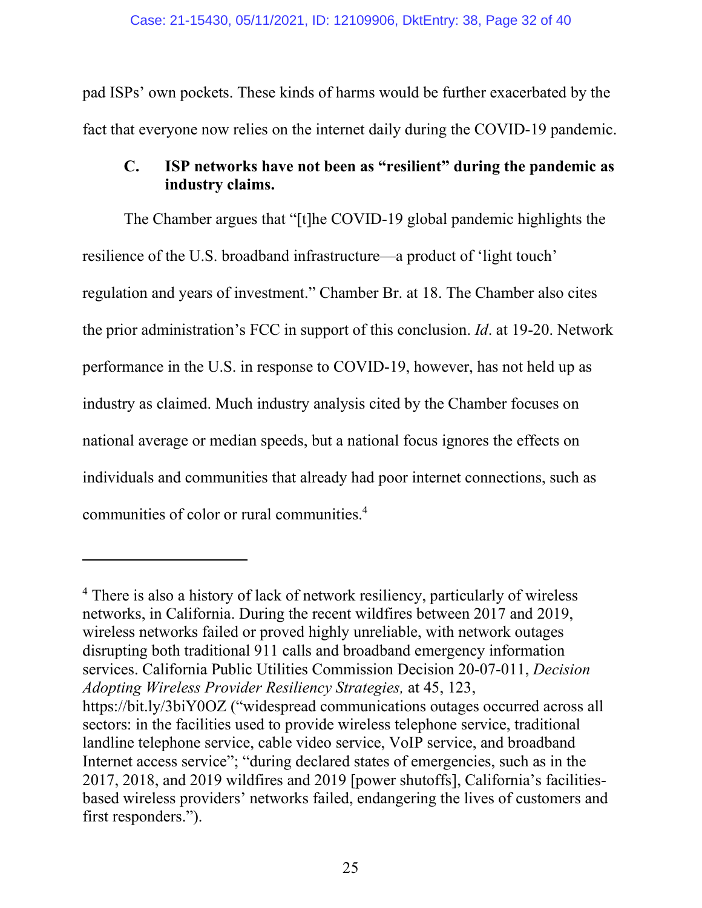pad ISPs' own pockets. These kinds of harms would be further exacerbated by the fact that everyone now relies on the internet daily during the COVID-19 pandemic.

### C. ISP networks have not been as "resilient" during the pandemic as industry claims.

The Chamber argues that "[t]he COVID-19 global pandemic highlights the resilience of the U.S. broadband infrastructure—a product of 'light touch' regulation and years of investment." Chamber Br. at 18. The Chamber also cites the prior administration's FCC in support of this conclusion. *Id*. at 19-20. Network performance in the U.S. in response to COVID-19, however, has not held up as industry as claimed. Much industry analysis cited by the Chamber focuses on national average or median speeds, but a national focus ignores the effects on individuals and communities that already had poor internet connections, such as communities of color or rural communities.[4]

---

[4] There is also a history of lack of network resiliency, particularly of wireless networks, in California. During the recent wildfires between 2017 and 2019, wireless networks failed or proved highly unreliable, with network outages disrupting both traditional 911 calls and broadband emergency information services. California Public Utilities Commission Decision 20-07-011, *Decision Adopting Wireless Provider Resiliency Strategies,* at 45, 123, https://bit.ly/3biY0OZ ("widespread communications outages occurred across all sectors: in the facilities used to provide wireless telephone service, traditional landline telephone service, cable video service, VoIP service, and broadband Internet access service"; "during declared states of emergencies, such as in the 2017, 2018, and 2019 wildfires and 2019 [power shutoffs], California's facilities-based wireless providers' networks failed, endangering the lives of customers and first responders.").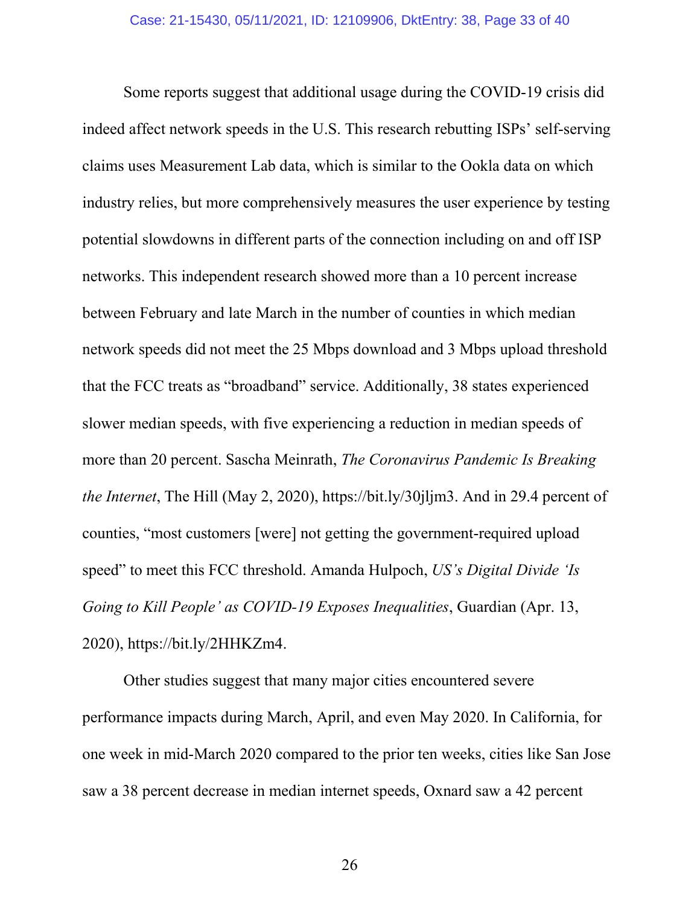Some reports suggest that additional usage during the COVID-19 crisis did indeed affect network speeds in the U.S. This research rebutting ISPs' self-serving claims uses Measurement Lab data, which is similar to the Ookla data on which industry relies, but more comprehensively measures the user experience by testing potential slowdowns in different parts of the connection including on and off ISP networks. This independent research showed more than a 10 percent increase between February and late March in the number of counties in which median network speeds did not meet the 25 Mbps download and 3 Mbps upload threshold that the FCC treats as "broadband" service. Additionally, 38 states experienced slower median speeds, with five experiencing a reduction in median speeds of more than 20 percent. Sascha Meinrath, *The Coronavirus Pandemic Is Breaking the Internet*, The Hill (May 2, 2020), https://bit.ly/30jljm3. And in 29.4 percent of counties, "most customers [were] not getting the government-required upload speed" to meet this FCC threshold. Amanda Hulpoch, *US's Digital Divide 'Is Going to Kill People' as COVID-19 Exposes Inequalities*, Guardian (Apr. 13, 2020), https://bit.ly/2HHKZm4.

Other studies suggest that many major cities encountered severe performance impacts during March, April, and even May 2020. In California, for one week in mid-March 2020 compared to the prior ten weeks, cities like San Jose saw a 38 percent decrease in median internet speeds, Oxnard saw a 42 percent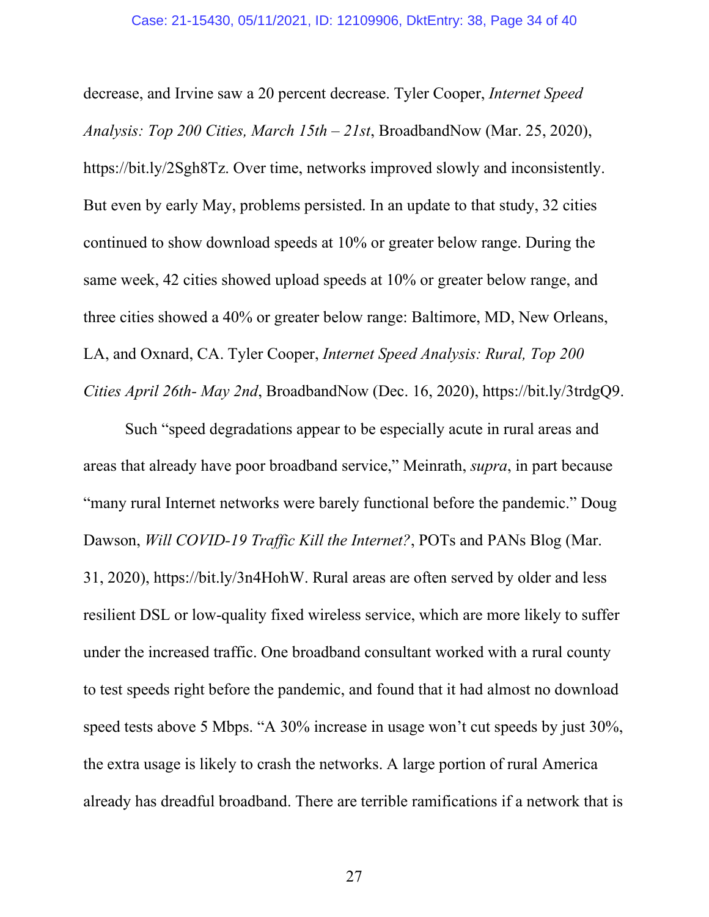decrease, and Irvine saw a 20 percent decrease. Tyler Cooper, *Internet Speed Analysis: Top 200 Cities, March 15th – 21st*, BroadbandNow (Mar. 25, 2020), https://bit.ly/2Sgh8Tz. Over time, networks improved slowly and inconsistently. But even by early May, problems persisted. In an update to that study, 32 cities continued to show download speeds at 10% or greater below range. During the same week, 42 cities showed upload speeds at 10% or greater below range, and three cities showed a 40% or greater below range: Baltimore, MD, New Orleans, LA, and Oxnard, CA. Tyler Cooper, *Internet Speed Analysis: Rural, Top 200 Cities April 26th- May 2nd*, BroadbandNow (Dec. 16, 2020), https://bit.ly/3trdgQ9.

Such "speed degradations appear to be especially acute in rural areas and areas that already have poor broadband service," Meinrath, *supra*, in part because "many rural Internet networks were barely functional before the pandemic." Doug Dawson, *Will COVID-19 Traffic Kill the Internet?*, POTs and PANs Blog (Mar. 31, 2020), https://bit.ly/3n4HohW. Rural areas are often served by older and less resilient DSL or low-quality fixed wireless service, which are more likely to suffer under the increased traffic. One broadband consultant worked with a rural county to test speeds right before the pandemic, and found that it had almost no download speed tests above 5 Mbps. "A 30% increase in usage won't cut speeds by just 30%, the extra usage is likely to crash the networks. A large portion of rural America already has dreadful broadband. There are terrible ramifications if a network that is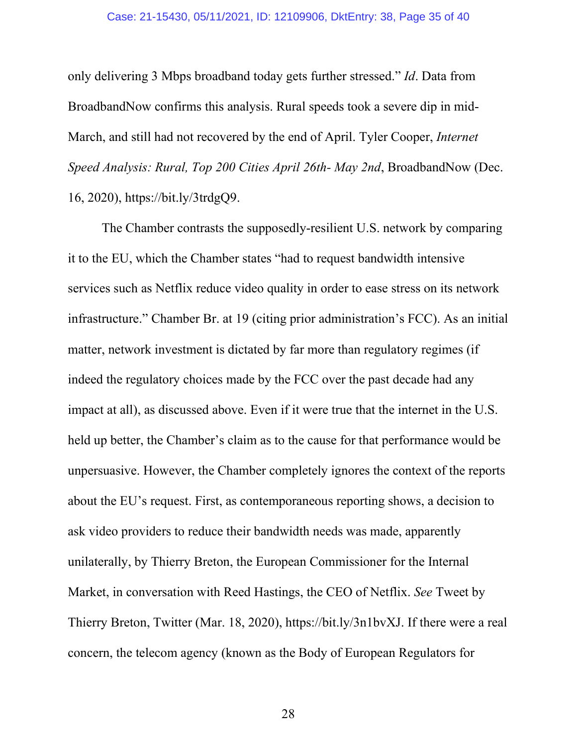only delivering 3 Mbps broadband today gets further stressed." *Id*. Data from BroadbandNow confirms this analysis. Rural speeds took a severe dip in mid-March, and still had not recovered by the end of April. Tyler Cooper, *Internet Speed Analysis: Rural, Top 200 Cities April 26th- May 2nd*, BroadbandNow (Dec. 16, 2020), https://bit.ly/3trdgQ9.

The Chamber contrasts the supposedly-resilient U.S. network by comparing it to the EU, which the Chamber states "had to request bandwidth intensive services such as Netflix reduce video quality in order to ease stress on its network infrastructure." Chamber Br. at 19 (citing prior administration's FCC). As an initial matter, network investment is dictated by far more than regulatory regimes (if indeed the regulatory choices made by the FCC over the past decade had any impact at all), as discussed above. Even if it were true that the internet in the U.S. held up better, the Chamber's claim as to the cause for that performance would be unpersuasive. However, the Chamber completely ignores the context of the reports about the EU's request. First, as contemporaneous reporting shows, a decision to ask video providers to reduce their bandwidth needs was made, apparently unilaterally, by Thierry Breton, the European Commissioner for the Internal Market, in conversation with Reed Hastings, the CEO of Netflix. *See* Tweet by Thierry Breton, Twitter (Mar. 18, 2020), https://bit.ly/3n1bvXJ. If there were a real concern, the telecom agency (known as the Body of European Regulators for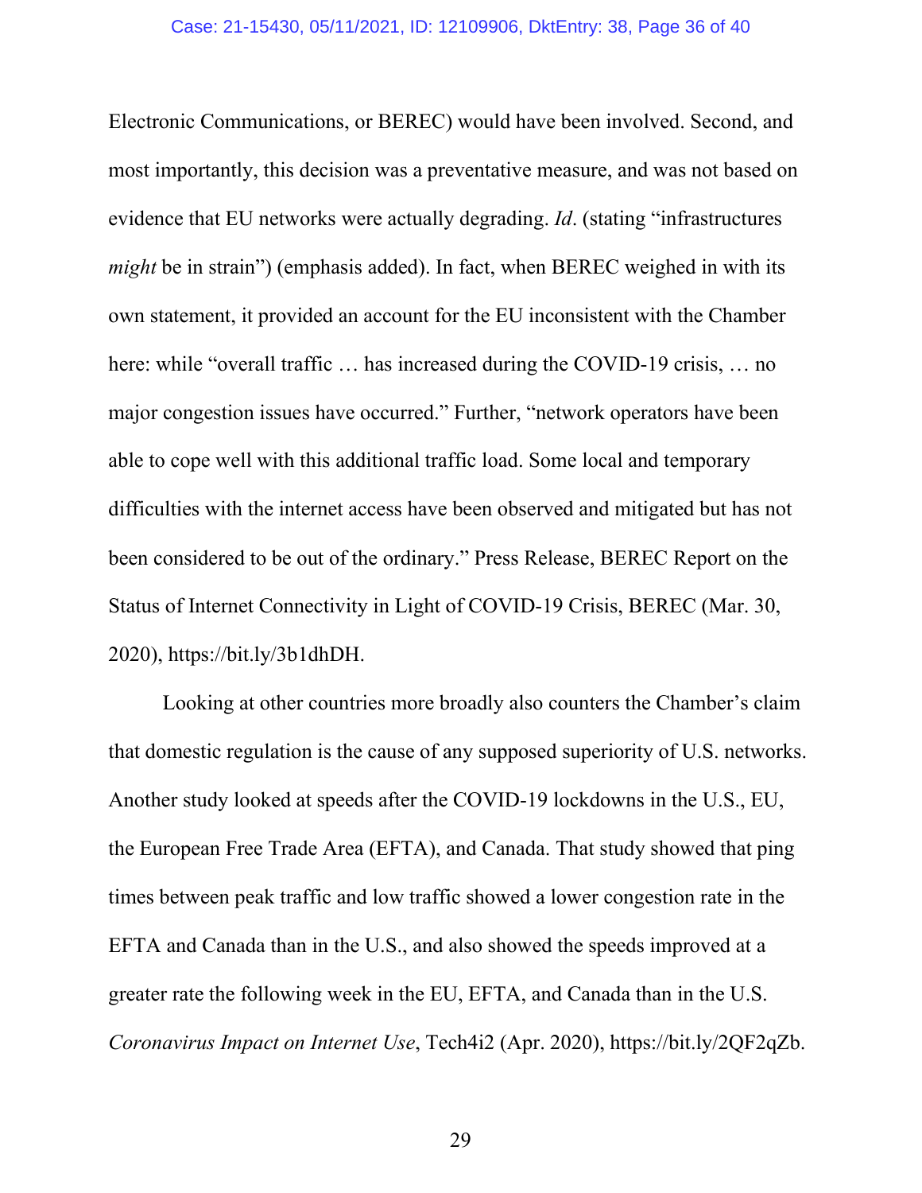Electronic Communications, or BEREC) would have been involved. Second, and most importantly, this decision was a preventative measure, and was not based on evidence that EU networks were actually degrading. *Id*. (stating "infrastructures *might* be in strain") (emphasis added). In fact, when BEREC weighed in with its own statement, it provided an account for the EU inconsistent with the Chamber here: while "overall traffic … has increased during the COVID-19 crisis, … no major congestion issues have occurred." Further, "network operators have been able to cope well with this additional traffic load. Some local and temporary difficulties with the internet access have been observed and mitigated but has not been considered to be out of the ordinary." Press Release, BEREC Report on the Status of Internet Connectivity in Light of COVID-19 Crisis, BEREC (Mar. 30, 2020), https://bit.ly/3b1dhDH.

Looking at other countries more broadly also counters the Chamber's claim that domestic regulation is the cause of any supposed superiority of U.S. networks. Another study looked at speeds after the COVID-19 lockdowns in the U.S., EU, the European Free Trade Area (EFTA), and Canada. That study showed that ping times between peak traffic and low traffic showed a lower congestion rate in the EFTA and Canada than in the U.S., and also showed the speeds improved at a greater rate the following week in the EU, EFTA, and Canada than in the U.S. *Coronavirus Impact on Internet Use*, Tech4i2 (Apr. 2020), https://bit.ly/2QF2qZb.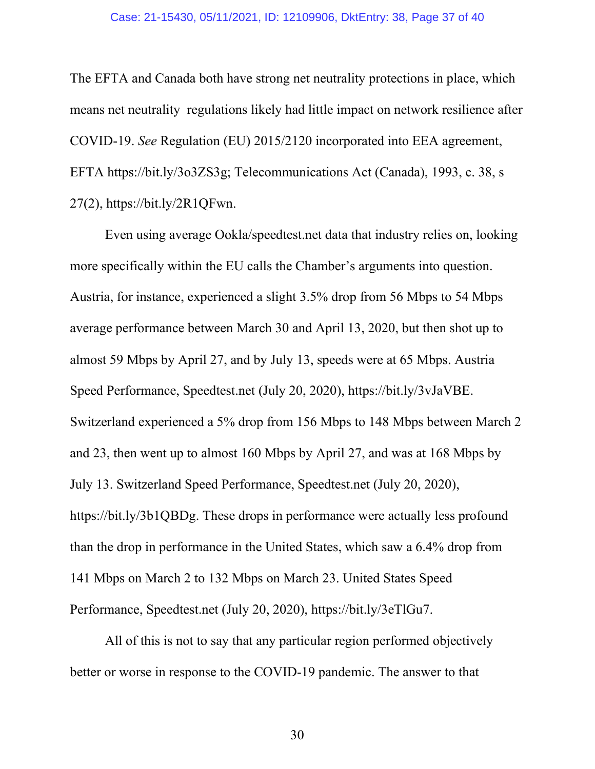The EFTA and Canada both have strong net neutrality protections in place, which means net neutrality regulations likely had little impact on network resilience after COVID-19. *See* Regulation (EU) 2015/2120 incorporated into EEA agreement, EFTA https://bit.ly/3o3ZS3g; Telecommunications Act (Canada), 1993, c. 38, s 27(2), https://bit.ly/2R1QFwn.

Even using average Ookla/speedtest.net data that industry relies on, looking more specifically within the EU calls the Chamber's arguments into question. Austria, for instance, experienced a slight 3.5% drop from 56 Mbps to 54 Mbps average performance between March 30 and April 13, 2020, but then shot up to almost 59 Mbps by April 27, and by July 13, speeds were at 65 Mbps. Austria Speed Performance, Speedtest.net (July 20, 2020), https://bit.ly/3vJaVBE. Switzerland experienced a 5% drop from 156 Mbps to 148 Mbps between March 2 and 23, then went up to almost 160 Mbps by April 27, and was at 168 Mbps by July 13. Switzerland Speed Performance, Speedtest.net (July 20, 2020), https://bit.ly/3b1QBDg. These drops in performance were actually less profound than the drop in performance in the United States, which saw a 6.4% drop from 141 Mbps on March 2 to 132 Mbps on March 23. United States Speed Performance, Speedtest.net (July 20, 2020), https://bit.ly/3eTlGu7.

All of this is not to say that any particular region performed objectively better or worse in response to the COVID-19 pandemic. The answer to that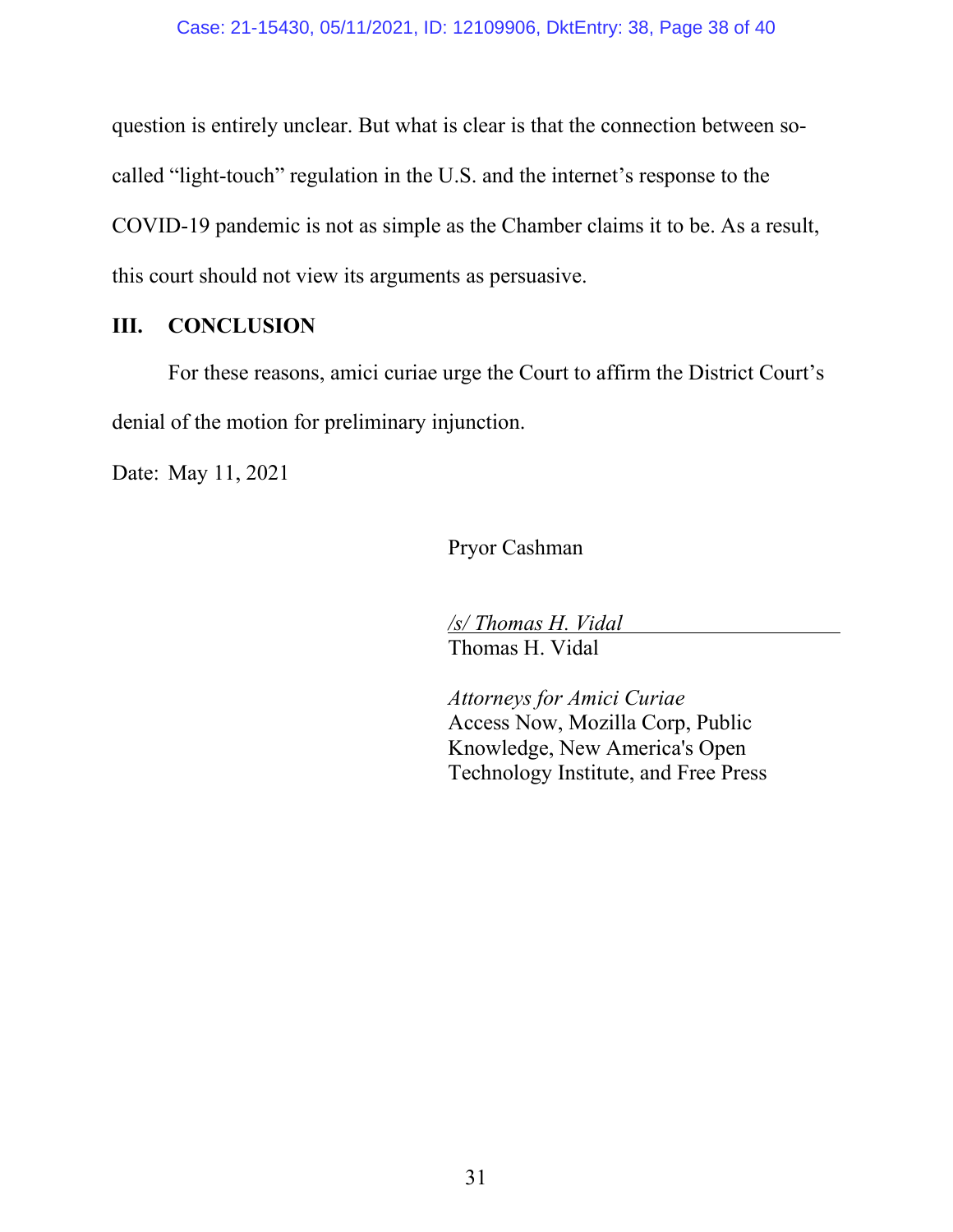question is entirely unclear. But what is clear is that the connection between so-called "light-touch" regulation in the U.S. and the internet's response to the COVID-19 pandemic is not as simple as the Chamber claims it to be. As a result, this court should not view its arguments as persuasive.

## III. CONCLUSION

For these reasons, amici curiae urge the Court to affirm the District Court's denial of the motion for preliminary injunction.

Date: May 11, 2021

Pryor Cashman

*/s/ Thomas H. Vidal*
Thomas H. Vidal

*Attorneys for Amici Curiae*
Access Now, Mozilla Corp, Public Knowledge, New America's Open Technology Institute, and Free Press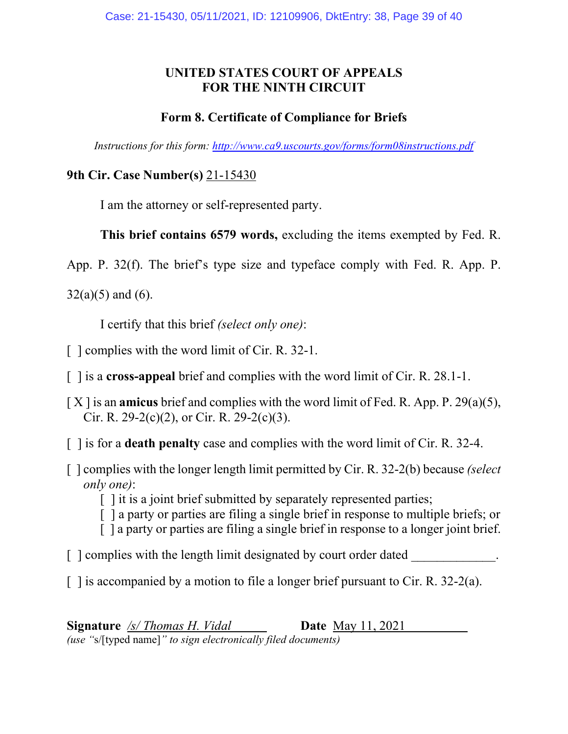**UNITED STATES COURT OF APPEALS**
**FOR THE NINTH CIRCUIT**

**Form 8. Certificate of Compliance for Briefs**

*Instructions for this form: http://www.ca9.uscourts.gov/forms/form08instructions.pdf*

**9th Cir. Case Number(s)** 21-15430

I am the attorney or self-represented party.

**This brief contains 6579 words,** excluding the items exempted by Fed. R. App. P. 32(f). The brief's type size and typeface comply with Fed. R. App. P. 32(a)(5) and (6).

I certify that this brief *(select only one)*:

[ ] complies with the word limit of Cir. R. 32-1.

[ ] is a **cross-appeal** brief and complies with the word limit of Cir. R. 28.1-1.

[ X ] is an **amicus** brief and complies with the word limit of Fed. R. App. P. 29(a)(5), Cir. R. 29-2(c)(2), or Cir. R. 29-2(c)(3).

[ ] is for a **death penalty** case and complies with the word limit of Cir. R. 32-4.

[ ] complies with the longer length limit permitted by Cir. R. 32-2(b) because *(select only one)*:
  [ ] it is a joint brief submitted by separately represented parties;
  [ ] a party or parties are filing a single brief in response to multiple briefs; or
  [ ] a party or parties are filing a single brief in response to a longer joint brief.

[ ] complies with the length limit designated by court order dated _____________.

[ ] is accompanied by a motion to file a longer brief pursuant to Cir. R. 32-2(a).

**Signature** */s/ Thomas H. Vidal* **Date** May 11, 2021
*(use "s/[typed name]" to sign electronically filed documents)*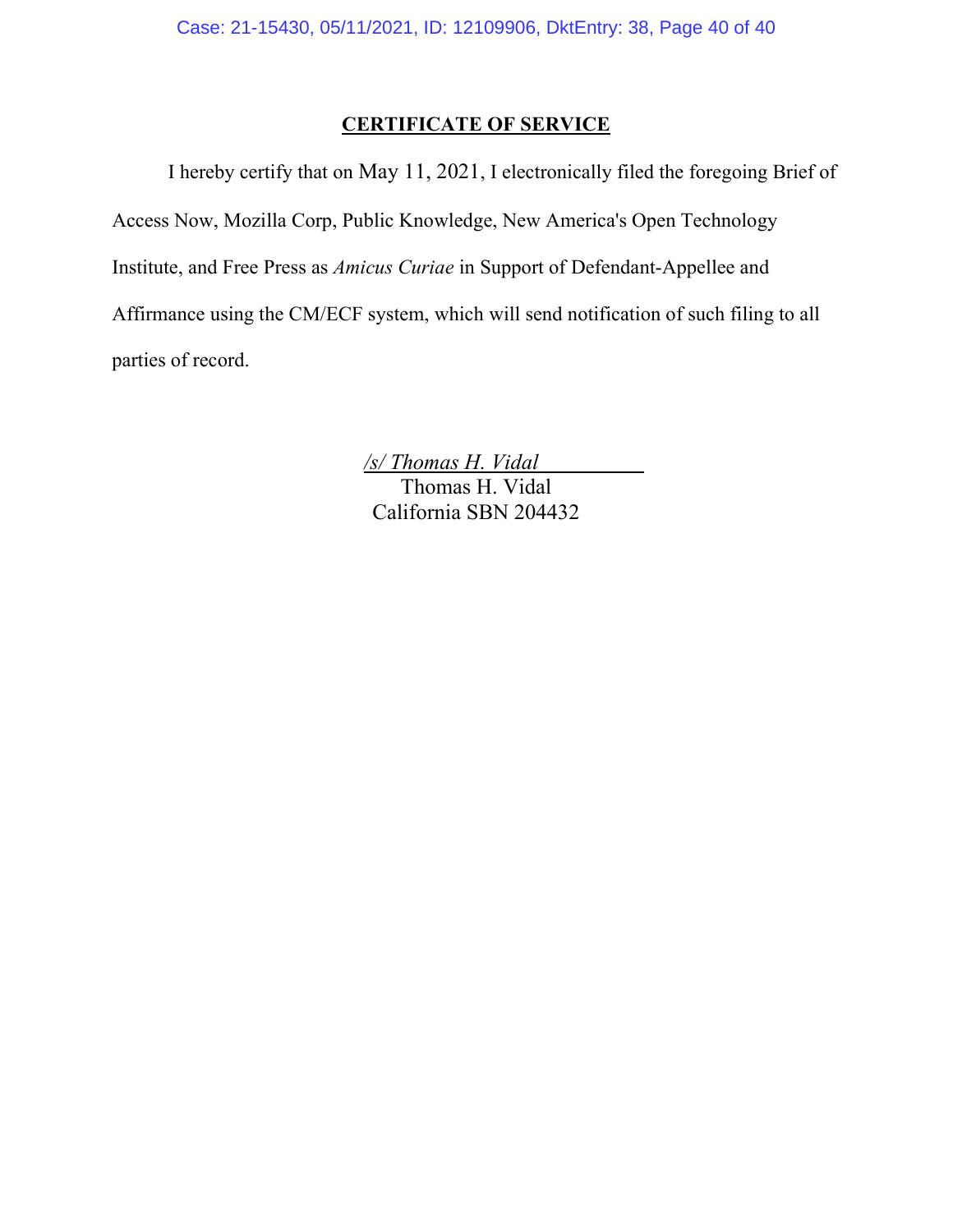## CERTIFICATE OF SERVICE

I hereby certify that on May 11, 2021, I electronically filed the foregoing Brief of Access Now, Mozilla Corp, Public Knowledge, New America's Open Technology Institute, and Free Press as *Amicus Curiae* in Support of Defendant-Appellee and Affirmance using the CM/ECF system, which will send notification of such filing to all parties of record.

*/s/ Thomas H. Vidal*
Thomas H. Vidal
California SBN 204432